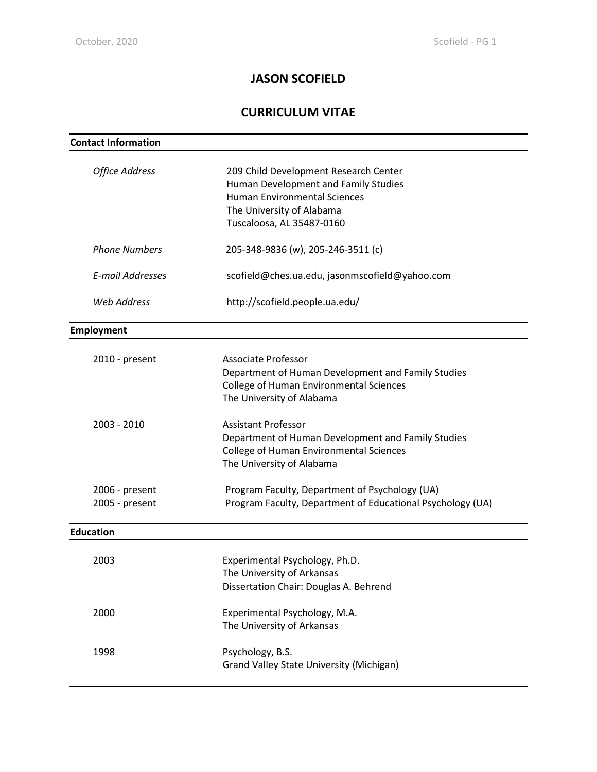# JASON SCOFIELD

## CURRICULUM VITAE

## Contact Information

*Office Address*
209 Child Development Research Center
Human Development and Family Studies
Human Environmental Sciences
The University of Alabama
Tuscaloosa, AL 35487-0160

*Phone Numbers*
205-348-9836 (w), 205-246-3511 (c)

*E-mail Addresses*
scofield@ches.ua.edu, jasonmscofield@yahoo.com

*Web Address*
http://scofield.people.ua.edu/

## Employment

2010 - present
Associate Professor
Department of Human Development and Family Studies
College of Human Environmental Sciences
The University of Alabama

2003 - 2010
Assistant Professor
Department of Human Development and Family Studies
College of Human Environmental Sciences
The University of Alabama

2006 - present
Program Faculty, Department of Psychology (UA)

2005 - present
Program Faculty, Department of Educational Psychology (UA)

## Education

2003
Experimental Psychology, Ph.D.
The University of Arkansas
Dissertation Chair: Douglas A. Behrend

2000
Experimental Psychology, M.A.
The University of Arkansas

1998
Psychology, B.S.
Grand Valley State University (Michigan)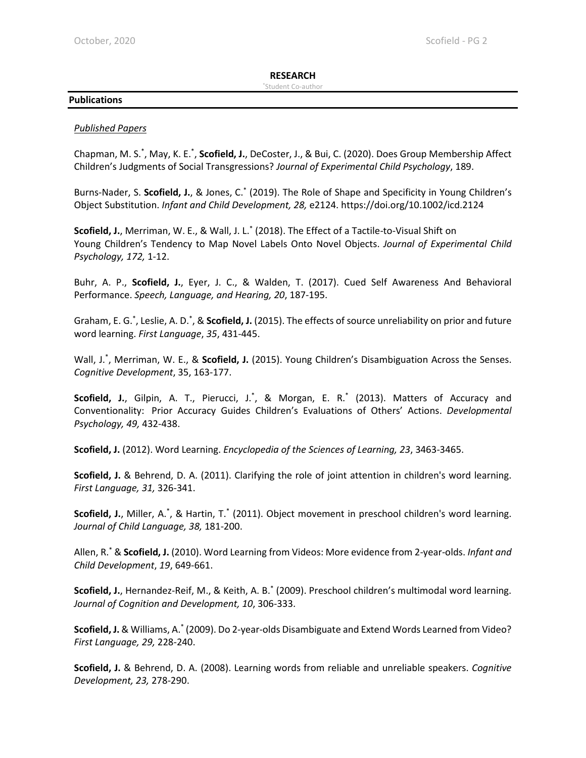## RESEARCH

*Student Co-author

### Publications

*Published Papers*

Chapman, M. S.*, May, K. E.*, **Scofield, J.**, DeCoster, J., & Bui, C. (2020). Does Group Membership Affect Children's Judgments of Social Transgressions? *Journal of Experimental Child Psychology*, 189.

Burns-Nader, S. **Scofield, J.**, & Jones, C.* (2019). The Role of Shape and Specificity in Young Children's Object Substitution. *Infant and Child Development, 28,* e2124. https://doi.org/10.1002/icd.2124

**Scofield, J.**, Merriman, W. E., & Wall, J. L.* (2018). The Effect of a Tactile-to-Visual Shift on Young Children's Tendency to Map Novel Labels Onto Novel Objects. *Journal of Experimental Child Psychology, 172,* 1-12.

Buhr, A. P., **Scofield, J.**, Eyer, J. C., & Walden, T. (2017). Cued Self Awareness And Behavioral Performance. *Speech, Language, and Hearing, 20*, 187-195.

Graham, E. G.*, Leslie, A. D.*, & **Scofield, J.** (2015). The effects of source unreliability on prior and future word learning. *First Language*, *35*, 431-445.

Wall, J.*, Merriman, W. E., & **Scofield, J.** (2015). Young Children's Disambiguation Across the Senses. *Cognitive Development*, 35, 163-177.

**Scofield, J.**, Gilpin, A. T., Pierucci, J.*, & Morgan, E. R.* (2013). Matters of Accuracy and Conventionality: Prior Accuracy Guides Children's Evaluations of Others' Actions. *Developmental Psychology, 49,* 432-438.

**Scofield, J.** (2012). Word Learning. *Encyclopedia of the Sciences of Learning, 23*, 3463-3465.

**Scofield, J.** & Behrend, D. A. (2011). Clarifying the role of joint attention in children's word learning. *First Language, 31,* 326-341.

**Scofield, J.**, Miller, A.*, & Hartin, T.* (2011). Object movement in preschool children's word learning. *Journal of Child Language, 38,* 181-200.

Allen, R.* & **Scofield, J.** (2010). Word Learning from Videos: More evidence from 2-year-olds. *Infant and Child Development*, *19*, 649-661.

**Scofield, J.**, Hernandez-Reif, M., & Keith, A. B.* (2009). Preschool children's multimodal word learning. *Journal of Cognition and Development, 10*, 306-333.

**Scofield, J.** & Williams, A.* (2009). Do 2-year-olds Disambiguate and Extend Words Learned from Video? *First Language, 29,* 228-240.

**Scofield, J.** & Behrend, D. A. (2008). Learning words from reliable and unreliable speakers. *Cognitive Development, 23,* 278-290.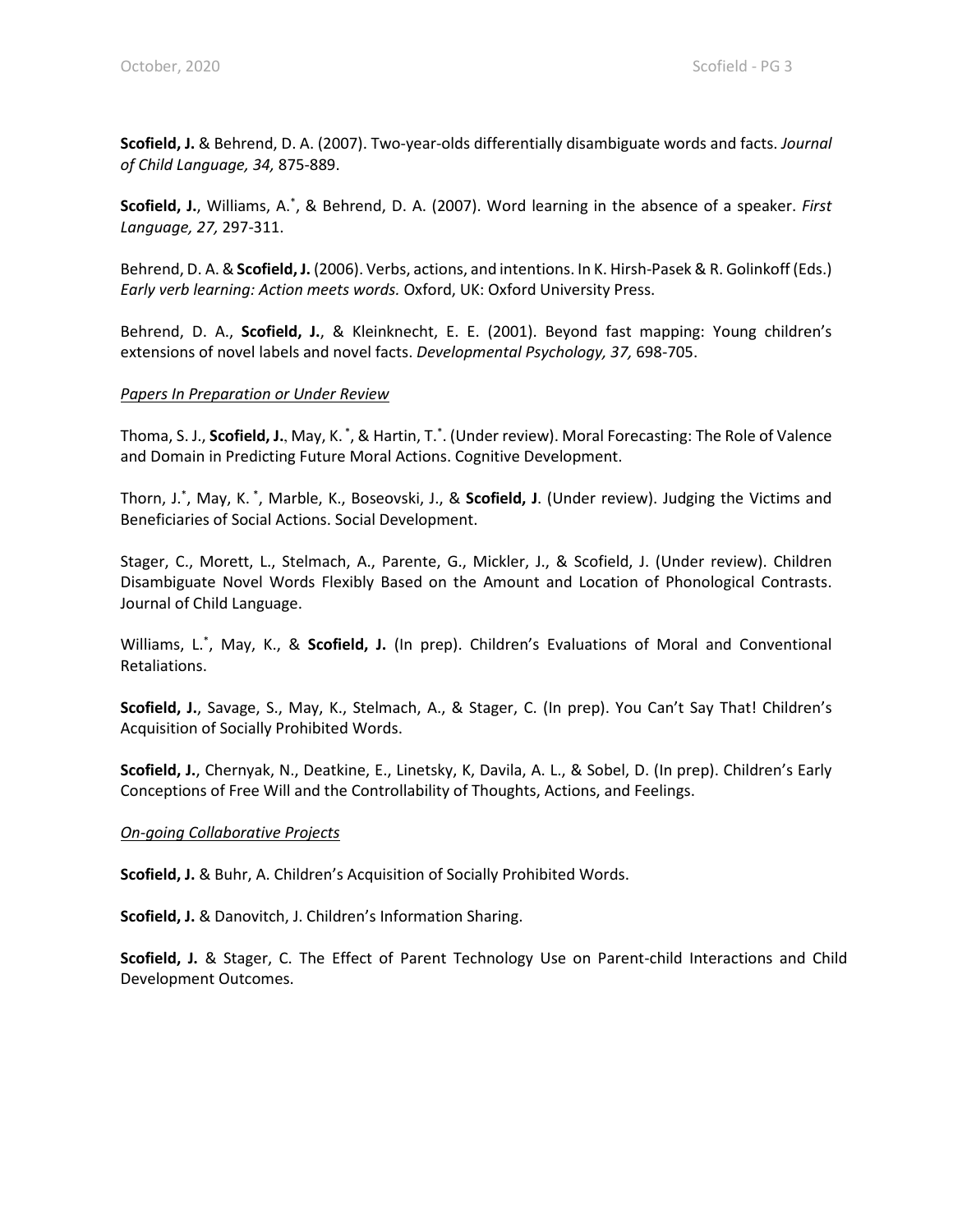**Scofield, J.** & Behrend, D. A. (2007). Two-year-olds differentially disambiguate words and facts. *Journal of Child Language, 34,* 875-889.

**Scofield, J.**, Williams, A.*, & Behrend, D. A. (2007). Word learning in the absence of a speaker. *First Language, 27,* 297-311.

Behrend, D. A. & **Scofield, J.** (2006). Verbs, actions, and intentions. In K. Hirsh-Pasek & R. Golinkoff (Eds.) *Early verb learning: Action meets words.* Oxford, UK: Oxford University Press.

Behrend, D. A., **Scofield, J.**, & Kleinknecht, E. E. (2001). Beyond fast mapping: Young children's extensions of novel labels and novel facts. *Developmental Psychology, 37,* 698-705.

*Papers In Preparation or Under Review*

Thoma, S. J., **Scofield, J.**, May, K. *, & Hartin, T.*. (Under review). Moral Forecasting: The Role of Valence and Domain in Predicting Future Moral Actions. Cognitive Development.

Thorn, J.*, May, K. *, Marble, K., Boseovski, J., & **Scofield, J**. (Under review). Judging the Victims and Beneficiaries of Social Actions. Social Development.

Stager, C., Morett, L., Stelmach, A., Parente, G., Mickler, J., & Scofield, J. (Under review). Children Disambiguate Novel Words Flexibly Based on the Amount and Location of Phonological Contrasts. Journal of Child Language.

Williams, L.*, May, K., & **Scofield, J.** (In prep). Children's Evaluations of Moral and Conventional Retaliations.

**Scofield, J.**, Savage, S., May, K., Stelmach, A., & Stager, C. (In prep). You Can't Say That! Children's Acquisition of Socially Prohibited Words.

**Scofield, J.**, Chernyak, N., Deatkine, E., Linetsky, K, Davila, A. L., & Sobel, D. (In prep). Children's Early Conceptions of Free Will and the Controllability of Thoughts, Actions, and Feelings.

*On-going Collaborative Projects*

**Scofield, J.** & Buhr, A. Children's Acquisition of Socially Prohibited Words.

**Scofield, J.** & Danovitch, J. Children's Information Sharing.

**Scofield, J.** & Stager, C. The Effect of Parent Technology Use on Parent-child Interactions and Child Development Outcomes.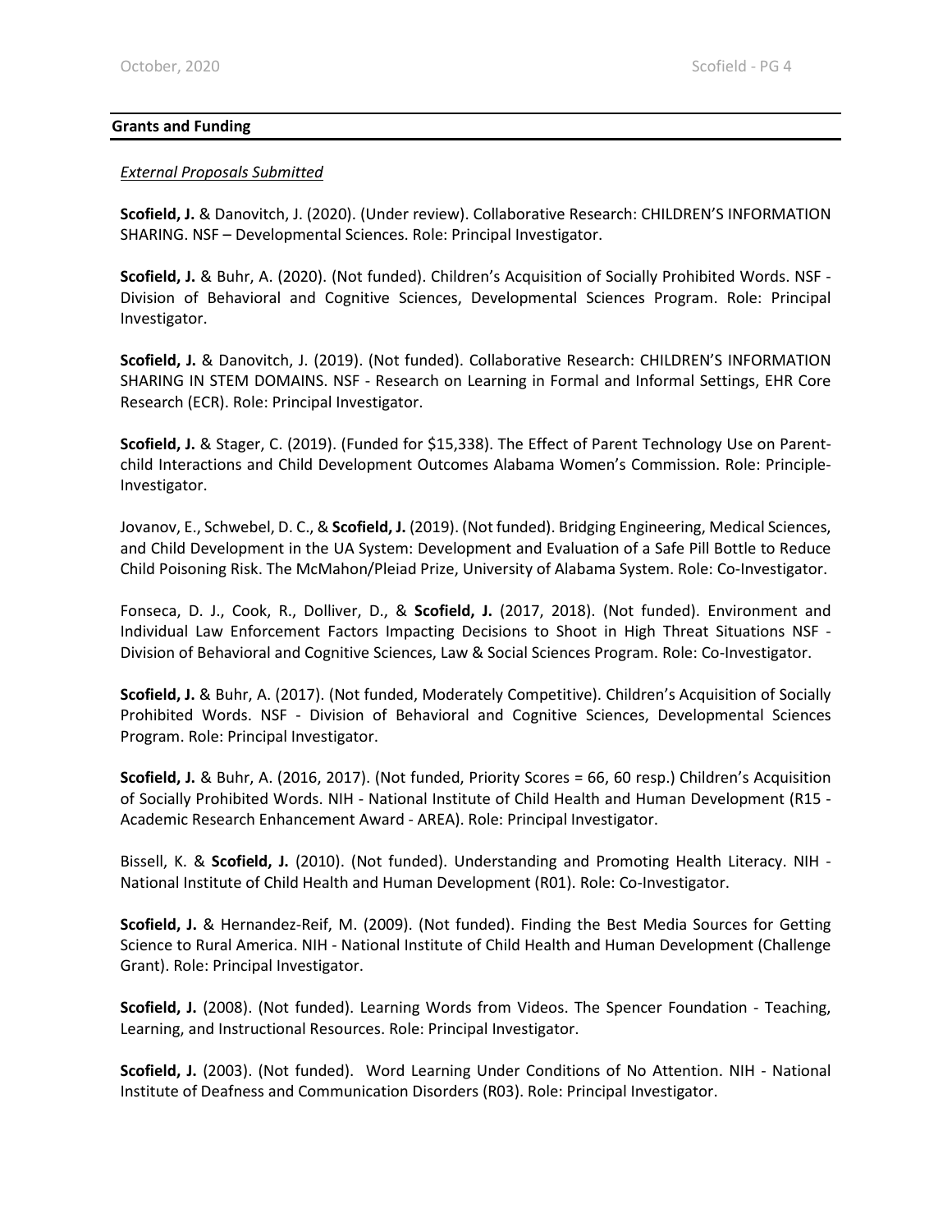## Grants and Funding

*External Proposals Submitted*

**Scofield, J.** & Danovitch, J. (2020). (Under review). Collaborative Research: CHILDREN'S INFORMATION SHARING. NSF – Developmental Sciences. Role: Principal Investigator.

**Scofield, J.** & Buhr, A. (2020). (Not funded). Children's Acquisition of Socially Prohibited Words. NSF - Division of Behavioral and Cognitive Sciences, Developmental Sciences Program. Role: Principal Investigator.

**Scofield, J.** & Danovitch, J. (2019). (Not funded). Collaborative Research: CHILDREN'S INFORMATION SHARING IN STEM DOMAINS. NSF - Research on Learning in Formal and Informal Settings, EHR Core Research (ECR). Role: Principal Investigator.

**Scofield, J.** & Stager, C. (2019). (Funded for $15,338). The Effect of Parent Technology Use on Parent-child Interactions and Child Development Outcomes Alabama Women's Commission. Role: Principle-Investigator.

Jovanov, E., Schwebel, D. C., & **Scofield, J.** (2019). (Not funded). Bridging Engineering, Medical Sciences, and Child Development in the UA System: Development and Evaluation of a Safe Pill Bottle to Reduce Child Poisoning Risk. The McMahon/Pleiad Prize, University of Alabama System. Role: Co-Investigator.

Fonseca, D. J., Cook, R., Dolliver, D., & **Scofield, J.** (2017, 2018). (Not funded). Environment and Individual Law Enforcement Factors Impacting Decisions to Shoot in High Threat Situations NSF - Division of Behavioral and Cognitive Sciences, Law & Social Sciences Program. Role: Co-Investigator.

**Scofield, J.** & Buhr, A. (2017). (Not funded, Moderately Competitive). Children's Acquisition of Socially Prohibited Words. NSF - Division of Behavioral and Cognitive Sciences, Developmental Sciences Program. Role: Principal Investigator.

**Scofield, J.** & Buhr, A. (2016, 2017). (Not funded, Priority Scores = 66, 60 resp.) Children's Acquisition of Socially Prohibited Words. NIH - National Institute of Child Health and Human Development (R15 - Academic Research Enhancement Award - AREA). Role: Principal Investigator.

Bissell, K. & **Scofield, J.** (2010). (Not funded). Understanding and Promoting Health Literacy. NIH - National Institute of Child Health and Human Development (R01). Role: Co-Investigator.

**Scofield, J.** & Hernandez-Reif, M. (2009). (Not funded). Finding the Best Media Sources for Getting Science to Rural America. NIH - National Institute of Child Health and Human Development (Challenge Grant). Role: Principal Investigator.

**Scofield, J.** (2008). (Not funded). Learning Words from Videos. The Spencer Foundation - Teaching, Learning, and Instructional Resources. Role: Principal Investigator.

**Scofield, J.** (2003). (Not funded). Word Learning Under Conditions of No Attention. NIH - National Institute of Deafness and Communication Disorders (R03). Role: Principal Investigator.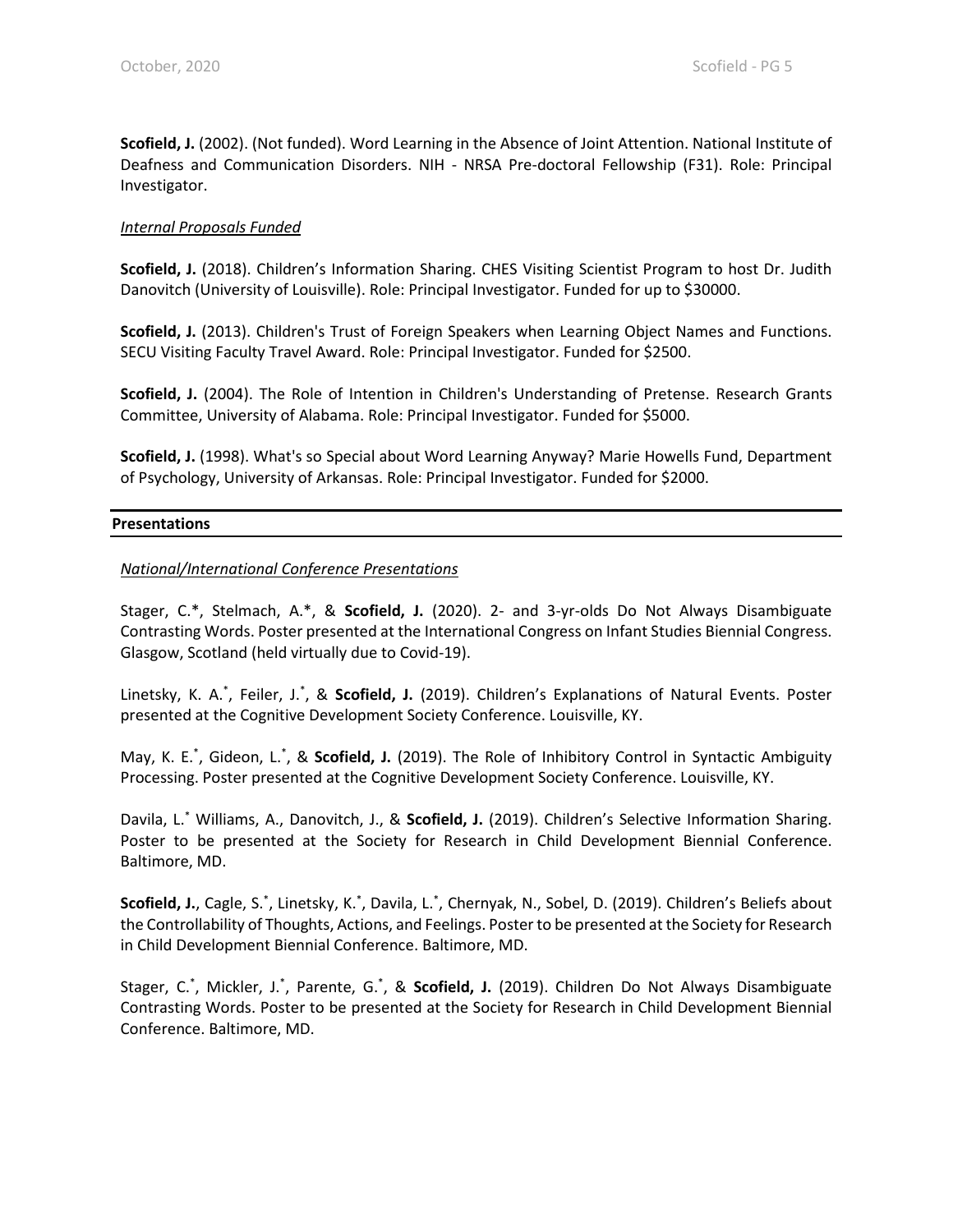**Scofield, J.** (2002). (Not funded). Word Learning in the Absence of Joint Attention. National Institute of Deafness and Communication Disorders. NIH - NRSA Pre-doctoral Fellowship (F31). Role: Principal Investigator.

*Internal Proposals Funded*

**Scofield, J.** (2018). Children's Information Sharing. CHES Visiting Scientist Program to host Dr. Judith Danovitch (University of Louisville). Role: Principal Investigator. Funded for up to $30000.

**Scofield, J.** (2013). Children's Trust of Foreign Speakers when Learning Object Names and Functions. SECU Visiting Faculty Travel Award. Role: Principal Investigator. Funded for $2500.

**Scofield, J.** (2004). The Role of Intention in Children's Understanding of Pretense. Research Grants Committee, University of Alabama. Role: Principal Investigator. Funded for $5000.

**Scofield, J.** (1998). What's so Special about Word Learning Anyway? Marie Howells Fund, Department of Psychology, University of Arkansas. Role: Principal Investigator. Funded for $2000.

## Presentations

*National/International Conference Presentations*

Stager, C.*, Stelmach, A.*, & **Scofield, J.** (2020). 2- and 3-yr-olds Do Not Always Disambiguate Contrasting Words. Poster presented at the International Congress on Infant Studies Biennial Congress. Glasgow, Scotland (held virtually due to Covid-19).

Linetsky, K. A.*, Feiler, J.*, & **Scofield, J.** (2019). Children's Explanations of Natural Events. Poster presented at the Cognitive Development Society Conference. Louisville, KY.

May, K. E.*, Gideon, L.*, & **Scofield, J.** (2019). The Role of Inhibitory Control in Syntactic Ambiguity Processing. Poster presented at the Cognitive Development Society Conference. Louisville, KY.

Davila, L.* Williams, A., Danovitch, J., & **Scofield, J.** (2019). Children's Selective Information Sharing. Poster to be presented at the Society for Research in Child Development Biennial Conference. Baltimore, MD.

**Scofield, J.**, Cagle, S.*, Linetsky, K.*, Davila, L.*, Chernyak, N., Sobel, D. (2019). Children's Beliefs about the Controllability of Thoughts, Actions, and Feelings. Poster to be presented at the Society for Research in Child Development Biennial Conference. Baltimore, MD.

Stager, C.*, Mickler, J.*, Parente, G.*, & **Scofield, J.** (2019). Children Do Not Always Disambiguate Contrasting Words. Poster to be presented at the Society for Research in Child Development Biennial Conference. Baltimore, MD.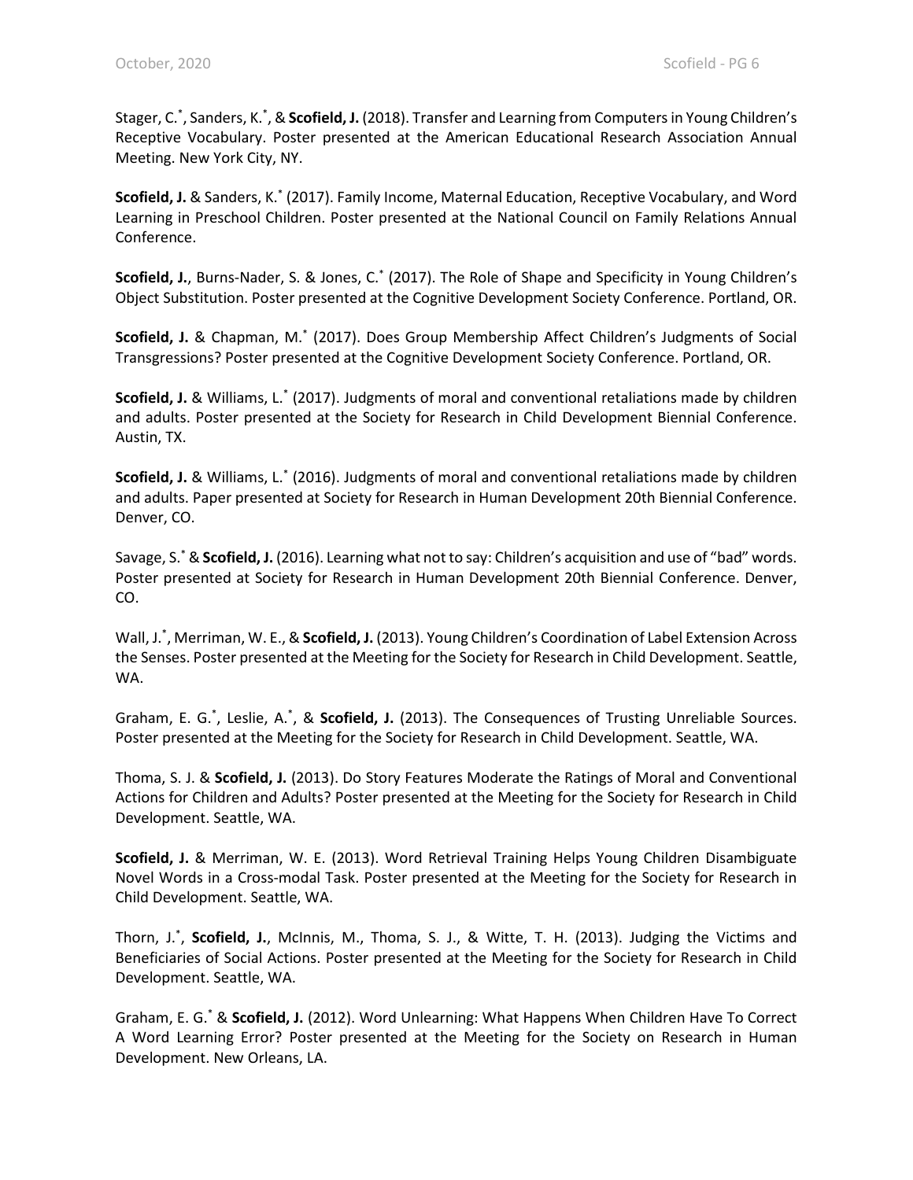Stager, C.[*], Sanders, K.[*], & **Scofield, J.** (2018). Transfer and Learning from Computers in Young Children's Receptive Vocabulary. Poster presented at the American Educational Research Association Annual Meeting. New York City, NY.

**Scofield, J.** & Sanders, K.[*] (2017). Family Income, Maternal Education, Receptive Vocabulary, and Word Learning in Preschool Children. Poster presented at the National Council on Family Relations Annual Conference.

**Scofield, J.**, Burns-Nader, S. & Jones, C.[*] (2017). The Role of Shape and Specificity in Young Children's Object Substitution. Poster presented at the Cognitive Development Society Conference. Portland, OR.

**Scofield, J.** & Chapman, M.[*] (2017). Does Group Membership Affect Children's Judgments of Social Transgressions? Poster presented at the Cognitive Development Society Conference. Portland, OR.

**Scofield, J.** & Williams, L.[*] (2017). Judgments of moral and conventional retaliations made by children and adults. Poster presented at the Society for Research in Child Development Biennial Conference. Austin, TX.

**Scofield, J.** & Williams, L.[*] (2016). Judgments of moral and conventional retaliations made by children and adults. Paper presented at Society for Research in Human Development 20th Biennial Conference. Denver, CO.

Savage, S.[*] & **Scofield, J.** (2016). Learning what not to say: Children's acquisition and use of "bad" words. Poster presented at Society for Research in Human Development 20th Biennial Conference. Denver, CO.

Wall, J.[*], Merriman, W. E., & **Scofield, J.** (2013). Young Children's Coordination of Label Extension Across the Senses. Poster presented at the Meeting for the Society for Research in Child Development. Seattle, WA.

Graham, E. G.[*], Leslie, A.[*], & **Scofield, J.** (2013). The Consequences of Trusting Unreliable Sources. Poster presented at the Meeting for the Society for Research in Child Development. Seattle, WA.

Thoma, S. J. & **Scofield, J.** (2013). Do Story Features Moderate the Ratings of Moral and Conventional Actions for Children and Adults? Poster presented at the Meeting for the Society for Research in Child Development. Seattle, WA.

**Scofield, J.** & Merriman, W. E. (2013). Word Retrieval Training Helps Young Children Disambiguate Novel Words in a Cross-modal Task. Poster presented at the Meeting for the Society for Research in Child Development. Seattle, WA.

Thorn, J.[*], **Scofield, J.**, McInnis, M., Thoma, S. J., & Witte, T. H. (2013). Judging the Victims and Beneficiaries of Social Actions. Poster presented at the Meeting for the Society for Research in Child Development. Seattle, WA.

Graham, E. G.[*] & **Scofield, J.** (2012). Word Unlearning: What Happens When Children Have To Correct A Word Learning Error? Poster presented at the Meeting for the Society on Research in Human Development. New Orleans, LA.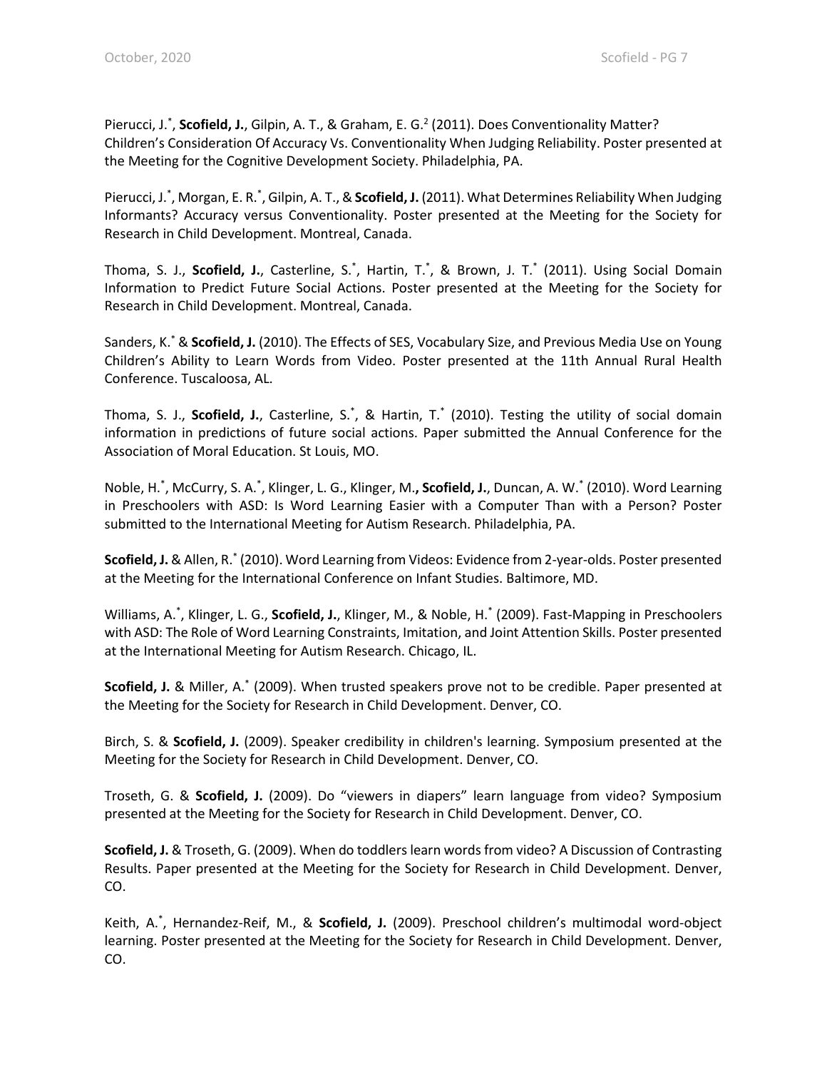Pierucci, J.[*], **Scofield, J.**, Gilpin, A. T., & Graham, E. G.[2] (2011). Does Conventionality Matter? Children's Consideration Of Accuracy Vs. Conventionality When Judging Reliability. Poster presented at the Meeting for the Cognitive Development Society. Philadelphia, PA.

Pierucci, J.[*], Morgan, E. R.[*], Gilpin, A. T., & **Scofield, J.** (2011). What Determines Reliability When Judging Informants? Accuracy versus Conventionality. Poster presented at the Meeting for the Society for Research in Child Development. Montreal, Canada.

Thoma, S. J., **Scofield, J.**, Casterline, S.[*], Hartin, T.[*], & Brown, J. T.[*] (2011). Using Social Domain Information to Predict Future Social Actions. Poster presented at the Meeting for the Society for Research in Child Development. Montreal, Canada.

Sanders, K.[*] & **Scofield, J.** (2010). The Effects of SES, Vocabulary Size, and Previous Media Use on Young Children's Ability to Learn Words from Video. Poster presented at the 11th Annual Rural Health Conference. Tuscaloosa, AL.

Thoma, S. J., **Scofield, J.**, Casterline, S.[*], & Hartin, T.[*] (2010). Testing the utility of social domain information in predictions of future social actions. Paper submitted the Annual Conference for the Association of Moral Education. St Louis, MO.

Noble, H.[*], McCurry, S. A.[*], Klinger, L. G., Klinger, M.**,** **Scofield, J.**, Duncan, A. W.[*] (2010). Word Learning in Preschoolers with ASD: Is Word Learning Easier with a Computer Than with a Person? Poster submitted to the International Meeting for Autism Research. Philadelphia, PA.

**Scofield, J.** & Allen, R.[*] (2010). Word Learning from Videos: Evidence from 2-year-olds. Poster presented at the Meeting for the International Conference on Infant Studies. Baltimore, MD.

Williams, A.[*], Klinger, L. G., **Scofield, J.**, Klinger, M., & Noble, H.[*] (2009). Fast-Mapping in Preschoolers with ASD: The Role of Word Learning Constraints, Imitation, and Joint Attention Skills. Poster presented at the International Meeting for Autism Research. Chicago, IL.

**Scofield, J.** & Miller, A.[*] (2009). When trusted speakers prove not to be credible. Paper presented at the Meeting for the Society for Research in Child Development. Denver, CO.

Birch, S. & **Scofield, J.** (2009). Speaker credibility in children's learning. Symposium presented at the Meeting for the Society for Research in Child Development. Denver, CO.

Troseth, G. & **Scofield, J.** (2009). Do "viewers in diapers" learn language from video? Symposium presented at the Meeting for the Society for Research in Child Development. Denver, CO.

**Scofield, J.** & Troseth, G. (2009). When do toddlers learn words from video? A Discussion of Contrasting Results. Paper presented at the Meeting for the Society for Research in Child Development. Denver, CO.

Keith, A.[*], Hernandez-Reif, M., & **Scofield, J.** (2009). Preschool children's multimodal word-object learning. Poster presented at the Meeting for the Society for Research in Child Development. Denver, CO.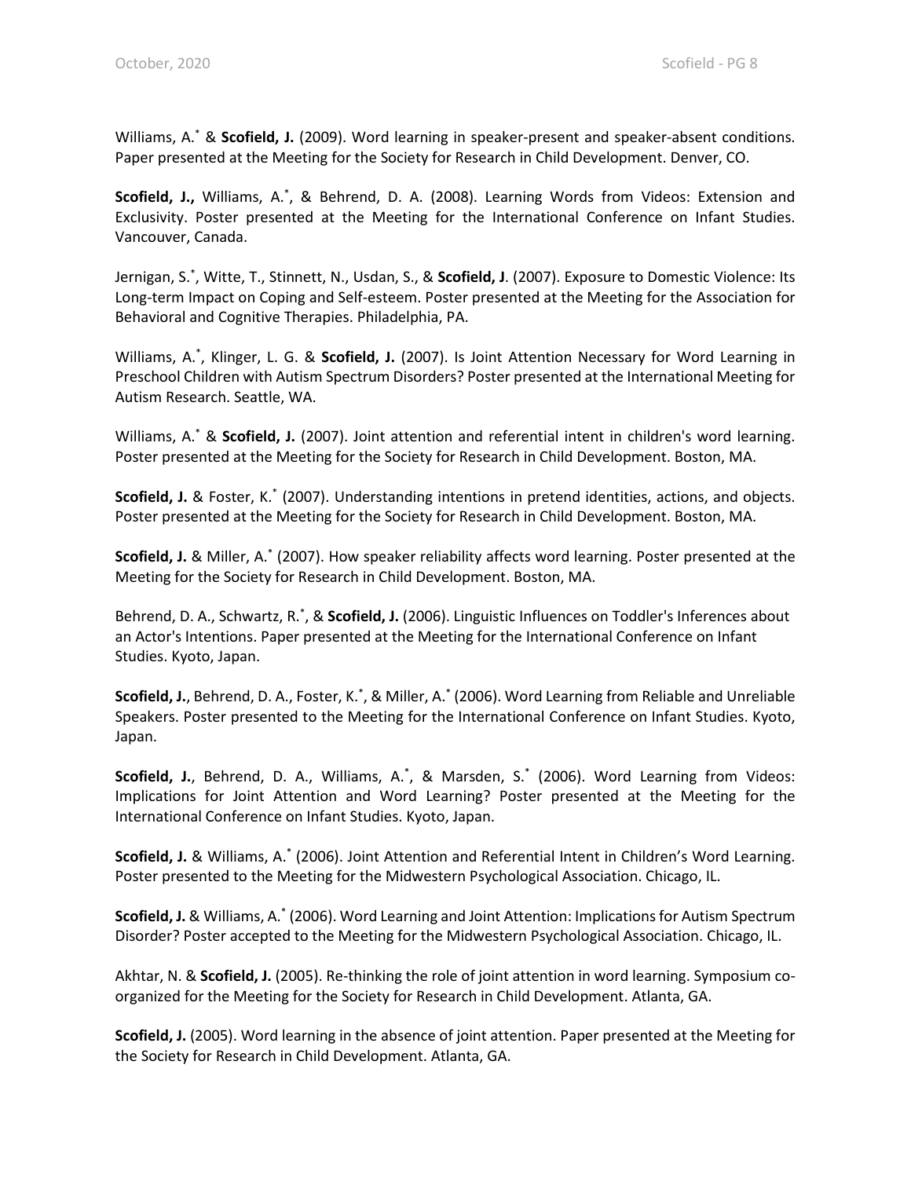Williams, A.* & **Scofield, J.** (2009). Word learning in speaker-present and speaker-absent conditions. Paper presented at the Meeting for the Society for Research in Child Development. Denver, CO.

**Scofield, J.,** Williams, A.*, & Behrend, D. A. (2008). Learning Words from Videos: Extension and Exclusivity. Poster presented at the Meeting for the International Conference on Infant Studies. Vancouver, Canada.

Jernigan, S.*, Witte, T., Stinnett, N., Usdan, S., & **Scofield, J**. (2007). Exposure to Domestic Violence: Its Long-term Impact on Coping and Self-esteem. Poster presented at the Meeting for the Association for Behavioral and Cognitive Therapies. Philadelphia, PA.

Williams, A.*, Klinger, L. G. & **Scofield, J.** (2007). Is Joint Attention Necessary for Word Learning in Preschool Children with Autism Spectrum Disorders? Poster presented at the International Meeting for Autism Research. Seattle, WA.

Williams, A.* & **Scofield, J.** (2007). Joint attention and referential intent in children's word learning. Poster presented at the Meeting for the Society for Research in Child Development. Boston, MA.

**Scofield, J.** & Foster, K.* (2007). Understanding intentions in pretend identities, actions, and objects. Poster presented at the Meeting for the Society for Research in Child Development. Boston, MA.

**Scofield, J.** & Miller, A.* (2007). How speaker reliability affects word learning. Poster presented at the Meeting for the Society for Research in Child Development. Boston, MA.

Behrend, D. A., Schwartz, R.*, & **Scofield, J.** (2006). Linguistic Influences on Toddler's Inferences about an Actor's Intentions. Paper presented at the Meeting for the International Conference on Infant Studies. Kyoto, Japan.

**Scofield, J.**, Behrend, D. A., Foster, K.*, & Miller, A.* (2006). Word Learning from Reliable and Unreliable Speakers. Poster presented to the Meeting for the International Conference on Infant Studies. Kyoto, Japan.

**Scofield, J.**, Behrend, D. A., Williams, A.*, & Marsden, S.* (2006). Word Learning from Videos: Implications for Joint Attention and Word Learning? Poster presented at the Meeting for the International Conference on Infant Studies. Kyoto, Japan.

**Scofield, J.** & Williams, A.* (2006). Joint Attention and Referential Intent in Children's Word Learning. Poster presented to the Meeting for the Midwestern Psychological Association. Chicago, IL.

**Scofield, J.** & Williams, A.* (2006). Word Learning and Joint Attention: Implications for Autism Spectrum Disorder? Poster accepted to the Meeting for the Midwestern Psychological Association. Chicago, IL.

Akhtar, N. & **Scofield, J.** (2005). Re-thinking the role of joint attention in word learning. Symposium co-organized for the Meeting for the Society for Research in Child Development. Atlanta, GA.

**Scofield, J.** (2005). Word learning in the absence of joint attention. Paper presented at the Meeting for the Society for Research in Child Development. Atlanta, GA.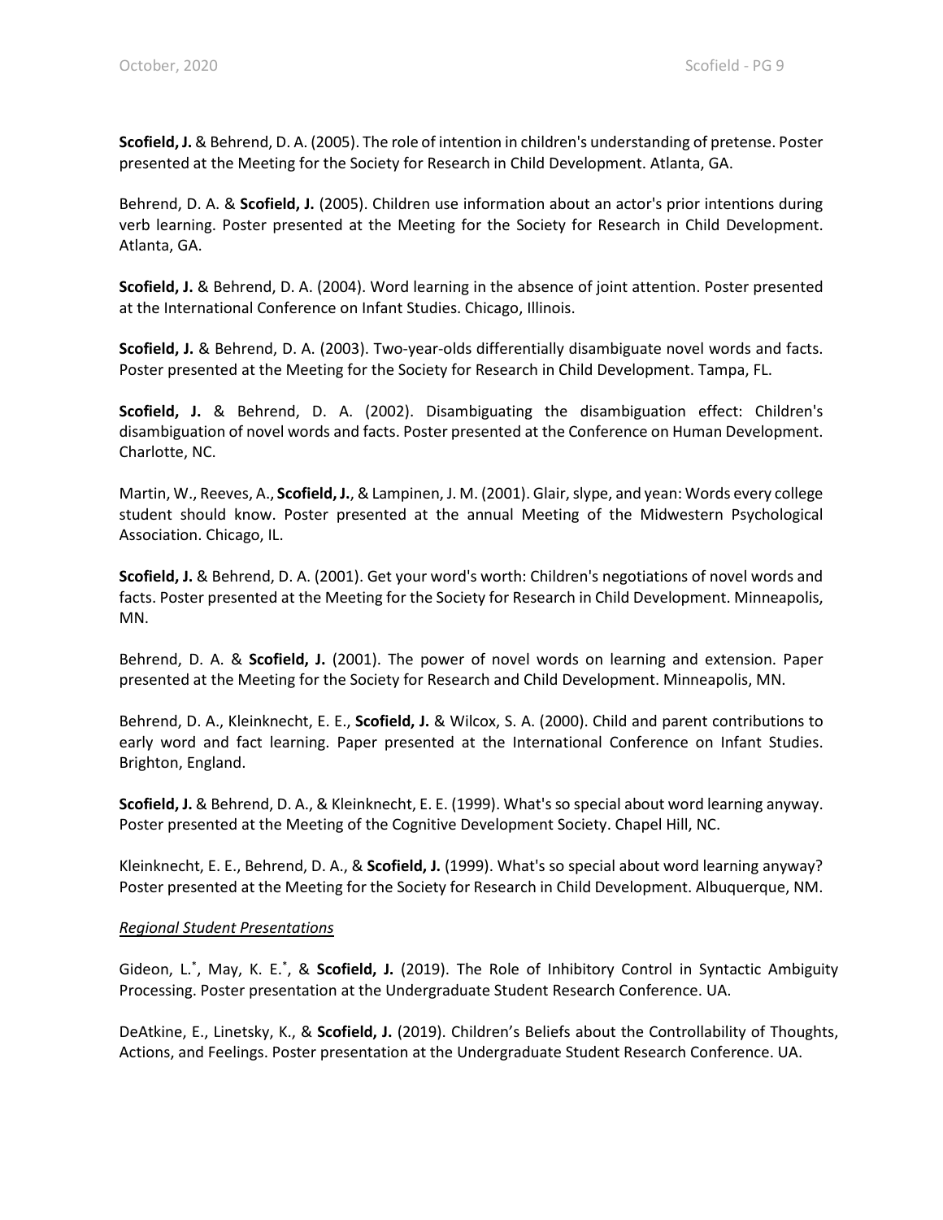**Scofield, J.** & Behrend, D. A. (2005). The role of intention in children's understanding of pretense. Poster presented at the Meeting for the Society for Research in Child Development. Atlanta, GA.

Behrend, D. A. & **Scofield, J.** (2005). Children use information about an actor's prior intentions during verb learning. Poster presented at the Meeting for the Society for Research in Child Development. Atlanta, GA.

**Scofield, J.** & Behrend, D. A. (2004). Word learning in the absence of joint attention. Poster presented at the International Conference on Infant Studies. Chicago, Illinois.

**Scofield, J.** & Behrend, D. A. (2003). Two-year-olds differentially disambiguate novel words and facts. Poster presented at the Meeting for the Society for Research in Child Development. Tampa, FL.

**Scofield, J.** & Behrend, D. A. (2002). Disambiguating the disambiguation effect: Children's disambiguation of novel words and facts. Poster presented at the Conference on Human Development. Charlotte, NC.

Martin, W., Reeves, A., **Scofield, J.**, & Lampinen, J. M. (2001). Glair, slype, and yean: Words every college student should know. Poster presented at the annual Meeting of the Midwestern Psychological Association. Chicago, IL.

**Scofield, J.** & Behrend, D. A. (2001). Get your word's worth: Children's negotiations of novel words and facts. Poster presented at the Meeting for the Society for Research in Child Development. Minneapolis, MN.

Behrend, D. A. & **Scofield, J.** (2001). The power of novel words on learning and extension. Paper presented at the Meeting for the Society for Research and Child Development. Minneapolis, MN.

Behrend, D. A., Kleinknecht, E. E., **Scofield, J.** & Wilcox, S. A. (2000). Child and parent contributions to early word and fact learning. Paper presented at the International Conference on Infant Studies. Brighton, England.

**Scofield, J.** & Behrend, D. A., & Kleinknecht, E. E. (1999). What's so special about word learning anyway. Poster presented at the Meeting of the Cognitive Development Society. Chapel Hill, NC.

Kleinknecht, E. E., Behrend, D. A., & **Scofield, J.** (1999). What's so special about word learning anyway? Poster presented at the Meeting for the Society for Research in Child Development. Albuquerque, NM.

*Regional Student Presentations*

Gideon, L.*, May, K. E.*, & **Scofield, J.** (2019). The Role of Inhibitory Control in Syntactic Ambiguity Processing. Poster presentation at the Undergraduate Student Research Conference. UA.

DeAtkine, E., Linetsky, K., & **Scofield, J.** (2019). Children's Beliefs about the Controllability of Thoughts, Actions, and Feelings. Poster presentation at the Undergraduate Student Research Conference. UA.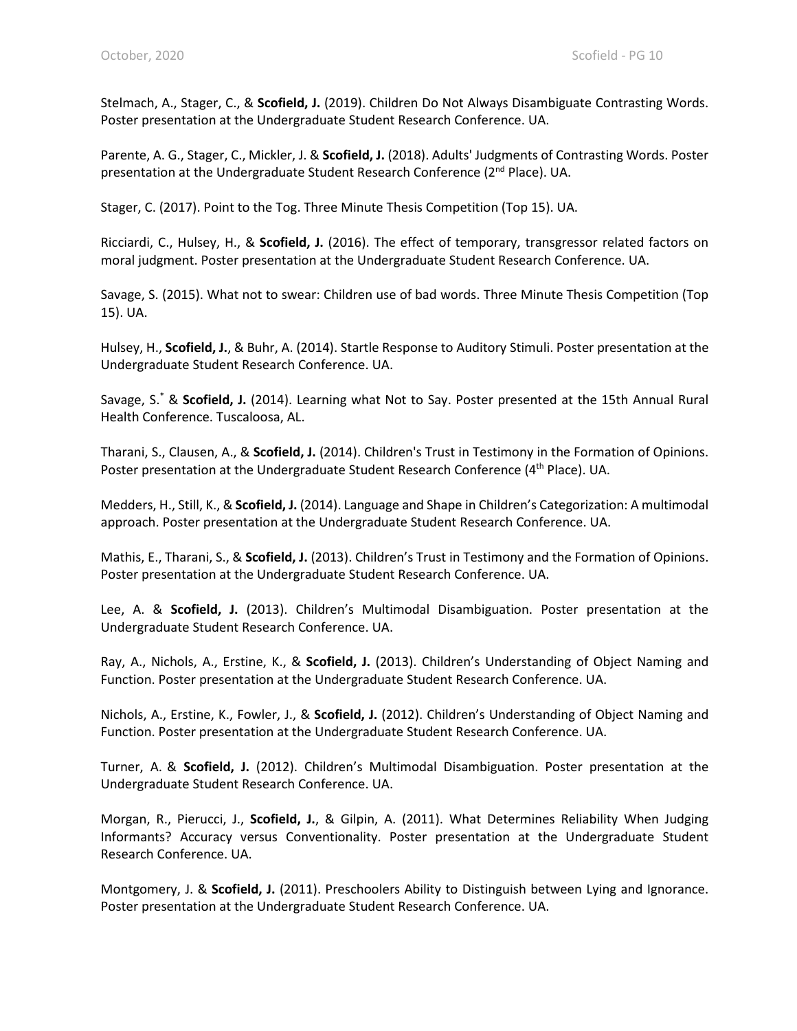Stelmach, A., Stager, C., & **Scofield, J.** (2019). Children Do Not Always Disambiguate Contrasting Words. Poster presentation at the Undergraduate Student Research Conference. UA.

Parente, A. G., Stager, C., Mickler, J. & **Scofield, J.** (2018). Adults' Judgments of Contrasting Words. Poster presentation at the Undergraduate Student Research Conference (2nd Place). UA.

Stager, C. (2017). Point to the Tog. Three Minute Thesis Competition (Top 15). UA.

Ricciardi, C., Hulsey, H., & **Scofield, J.** (2016). The effect of temporary, transgressor related factors on moral judgment. Poster presentation at the Undergraduate Student Research Conference. UA.

Savage, S. (2015). What not to swear: Children use of bad words. Three Minute Thesis Competition (Top 15). UA.

Hulsey, H., **Scofield, J.**, & Buhr, A. (2014). Startle Response to Auditory Stimuli. Poster presentation at the Undergraduate Student Research Conference. UA.

Savage, S.* & **Scofield, J.** (2014). Learning what Not to Say. Poster presented at the 15th Annual Rural Health Conference. Tuscaloosa, AL.

Tharani, S., Clausen, A., & **Scofield, J.** (2014). Children's Trust in Testimony in the Formation of Opinions. Poster presentation at the Undergraduate Student Research Conference (4th Place). UA.

Medders, H., Still, K., & **Scofield, J.** (2014). Language and Shape in Children's Categorization: A multimodal approach. Poster presentation at the Undergraduate Student Research Conference. UA.

Mathis, E., Tharani, S., & **Scofield, J.** (2013). Children's Trust in Testimony and the Formation of Opinions. Poster presentation at the Undergraduate Student Research Conference. UA.

Lee, A. & **Scofield, J.** (2013). Children's Multimodal Disambiguation. Poster presentation at the Undergraduate Student Research Conference. UA.

Ray, A., Nichols, A., Erstine, K., & **Scofield, J.** (2013). Children's Understanding of Object Naming and Function. Poster presentation at the Undergraduate Student Research Conference. UA.

Nichols, A., Erstine, K., Fowler, J., & **Scofield, J.** (2012). Children's Understanding of Object Naming and Function. Poster presentation at the Undergraduate Student Research Conference. UA.

Turner, A. & **Scofield, J.** (2012). Children's Multimodal Disambiguation. Poster presentation at the Undergraduate Student Research Conference. UA.

Morgan, R., Pierucci, J., **Scofield, J.**, & Gilpin, A. (2011). What Determines Reliability When Judging Informants? Accuracy versus Conventionality. Poster presentation at the Undergraduate Student Research Conference. UA.

Montgomery, J. & **Scofield, J.** (2011). Preschoolers Ability to Distinguish between Lying and Ignorance. Poster presentation at the Undergraduate Student Research Conference. UA.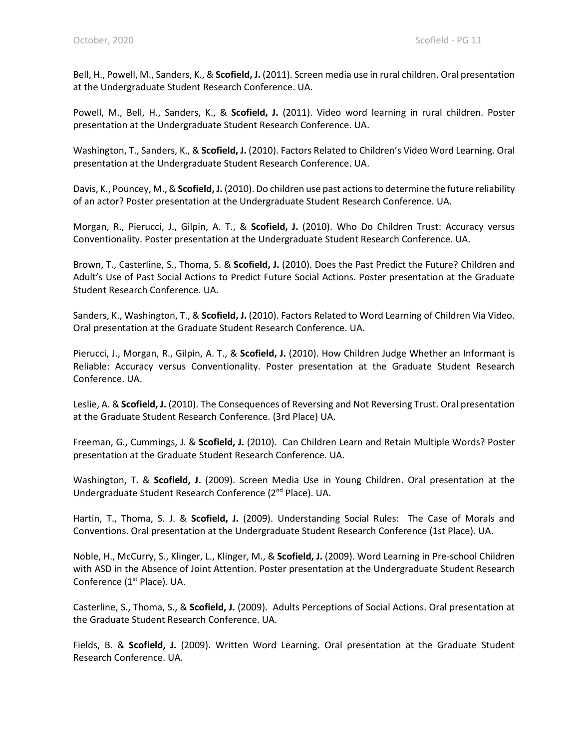Bell, H., Powell, M., Sanders, K., & **Scofield, J.** (2011). Screen media use in rural children. Oral presentation at the Undergraduate Student Research Conference. UA.

Powell, M., Bell, H., Sanders, K., & **Scofield, J.** (2011). Video word learning in rural children. Poster presentation at the Undergraduate Student Research Conference. UA.

Washington, T., Sanders, K., & **Scofield, J.** (2010). Factors Related to Children's Video Word Learning. Oral presentation at the Undergraduate Student Research Conference. UA.

Davis, K., Pouncey, M., & **Scofield, J.** (2010). Do children use past actions to determine the future reliability of an actor? Poster presentation at the Undergraduate Student Research Conference. UA.

Morgan, R., Pierucci, J., Gilpin, A. T., & **Scofield, J.** (2010). Who Do Children Trust: Accuracy versus Conventionality. Poster presentation at the Undergraduate Student Research Conference. UA.

Brown, T., Casterline, S., Thoma, S. & **Scofield, J.** (2010). Does the Past Predict the Future? Children and Adult's Use of Past Social Actions to Predict Future Social Actions. Poster presentation at the Graduate Student Research Conference. UA.

Sanders, K., Washington, T., & **Scofield, J.** (2010). Factors Related to Word Learning of Children Via Video. Oral presentation at the Graduate Student Research Conference. UA.

Pierucci, J., Morgan, R., Gilpin, A. T., & **Scofield, J.** (2010). How Children Judge Whether an Informant is Reliable: Accuracy versus Conventionality. Poster presentation at the Graduate Student Research Conference. UA.

Leslie, A. & **Scofield, J.** (2010). The Consequences of Reversing and Not Reversing Trust. Oral presentation at the Graduate Student Research Conference. (3rd Place) UA.

Freeman, G., Cummings, J. & **Scofield, J.** (2010). Can Children Learn and Retain Multiple Words? Poster presentation at the Graduate Student Research Conference. UA.

Washington, T. & **Scofield, J.** (2009). Screen Media Use in Young Children. Oral presentation at the Undergraduate Student Research Conference (2nd Place). UA.

Hartin, T., Thoma, S. J. & **Scofield, J.** (2009). Understanding Social Rules: The Case of Morals and Conventions. Oral presentation at the Undergraduate Student Research Conference (1st Place). UA.

Noble, H., McCurry, S., Klinger, L., Klinger, M., & **Scofield, J.** (2009). Word Learning in Pre-school Children with ASD in the Absence of Joint Attention. Poster presentation at the Undergraduate Student Research Conference (1st Place). UA.

Casterline, S., Thoma, S., & **Scofield, J.** (2009). Adults Perceptions of Social Actions. Oral presentation at the Graduate Student Research Conference. UA.

Fields, B. & **Scofield, J.** (2009). Written Word Learning. Oral presentation at the Graduate Student Research Conference. UA.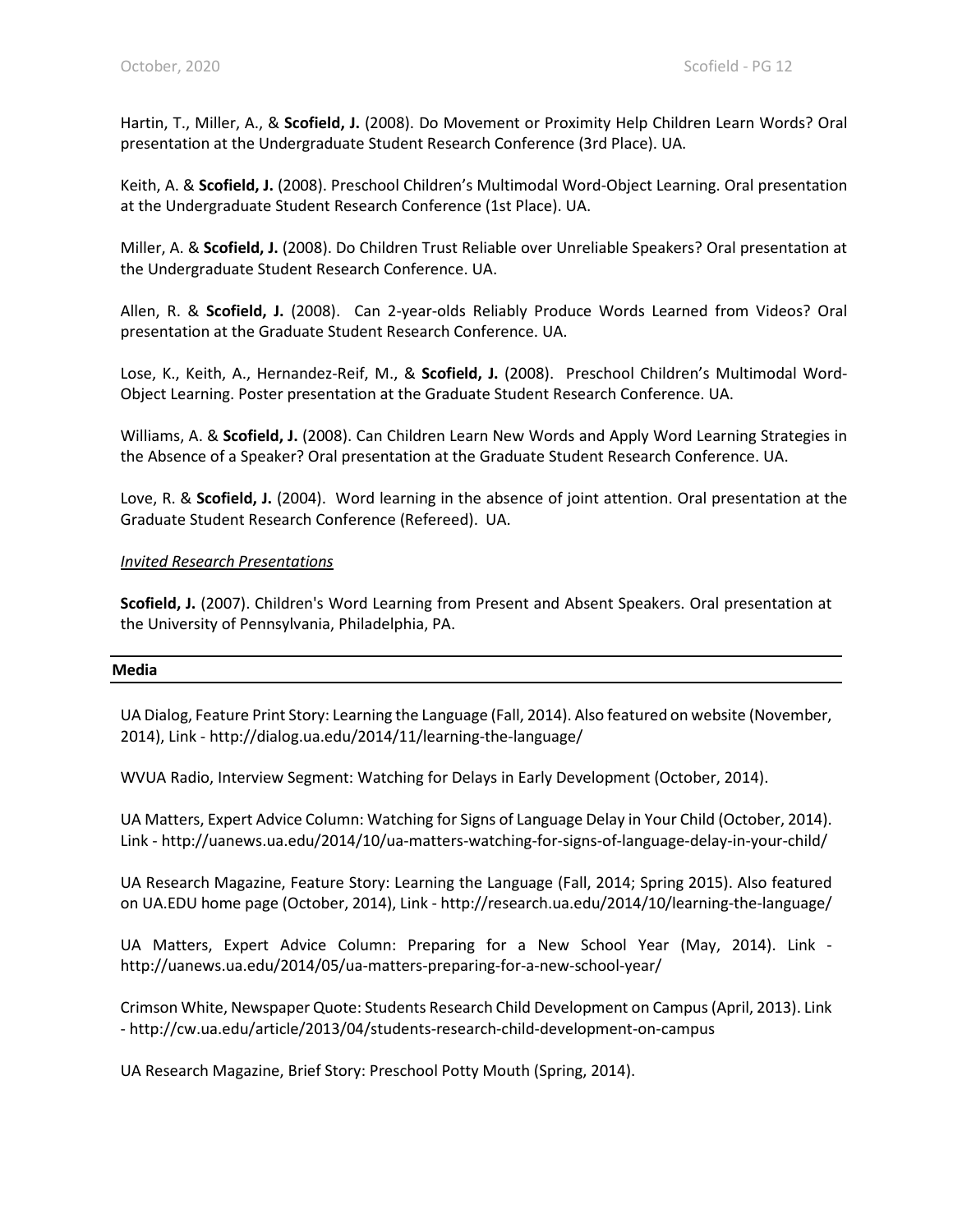Hartin, T., Miller, A., & **Scofield, J.** (2008). Do Movement or Proximity Help Children Learn Words? Oral presentation at the Undergraduate Student Research Conference (3rd Place). UA.

Keith, A. & **Scofield, J.** (2008). Preschool Children's Multimodal Word-Object Learning. Oral presentation at the Undergraduate Student Research Conference (1st Place). UA.

Miller, A. & **Scofield, J.** (2008). Do Children Trust Reliable over Unreliable Speakers? Oral presentation at the Undergraduate Student Research Conference. UA.

Allen, R. & **Scofield, J.** (2008). Can 2-year-olds Reliably Produce Words Learned from Videos? Oral presentation at the Graduate Student Research Conference. UA.

Lose, K., Keith, A., Hernandez-Reif, M., & **Scofield, J.** (2008). Preschool Children's Multimodal Word-Object Learning. Poster presentation at the Graduate Student Research Conference. UA.

Williams, A. & **Scofield, J.** (2008). Can Children Learn New Words and Apply Word Learning Strategies in the Absence of a Speaker? Oral presentation at the Graduate Student Research Conference. UA.

Love, R. & **Scofield, J.** (2004). Word learning in the absence of joint attention. Oral presentation at the Graduate Student Research Conference (Refereed). UA.

*Invited Research Presentations*

**Scofield, J.** (2007). Children's Word Learning from Present and Absent Speakers. Oral presentation at the University of Pennsylvania, Philadelphia, PA.

## Media

UA Dialog, Feature Print Story: Learning the Language (Fall, 2014). Also featured on website (November, 2014), Link - http://dialog.ua.edu/2014/11/learning-the-language/

WVUA Radio, Interview Segment: Watching for Delays in Early Development (October, 2014).

UA Matters, Expert Advice Column: Watching for Signs of Language Delay in Your Child (October, 2014). Link - http://uanews.ua.edu/2014/10/ua-matters-watching-for-signs-of-language-delay-in-your-child/

UA Research Magazine, Feature Story: Learning the Language (Fall, 2014; Spring 2015). Also featured on UA.EDU home page (October, 2014), Link - http://research.ua.edu/2014/10/learning-the-language/

UA Matters, Expert Advice Column: Preparing for a New School Year (May, 2014). Link - http://uanews.ua.edu/2014/05/ua-matters-preparing-for-a-new-school-year/

Crimson White, Newspaper Quote: Students Research Child Development on Campus (April, 2013). Link - http://cw.ua.edu/article/2013/04/students-research-child-development-on-campus

UA Research Magazine, Brief Story: Preschool Potty Mouth (Spring, 2014).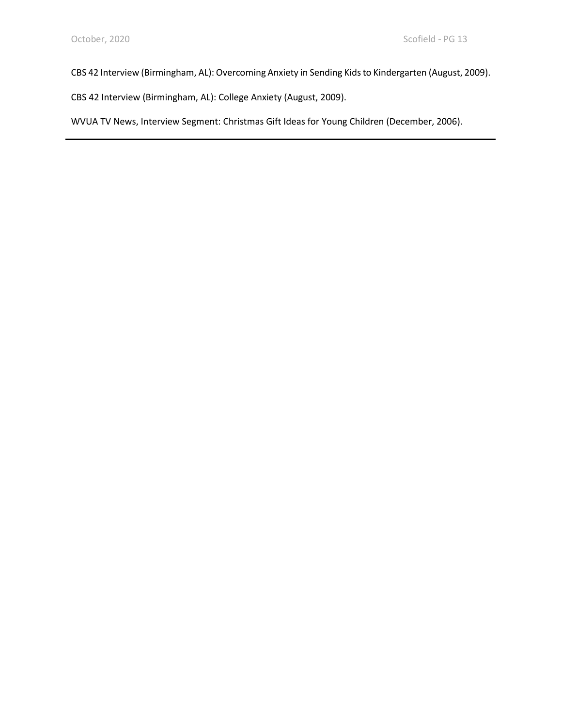CBS 42 Interview (Birmingham, AL): Overcoming Anxiety in Sending Kids to Kindergarten (August, 2009).

CBS 42 Interview (Birmingham, AL): College Anxiety (August, 2009).

WVUA TV News, Interview Segment: Christmas Gift Ideas for Young Children (December, 2006).

---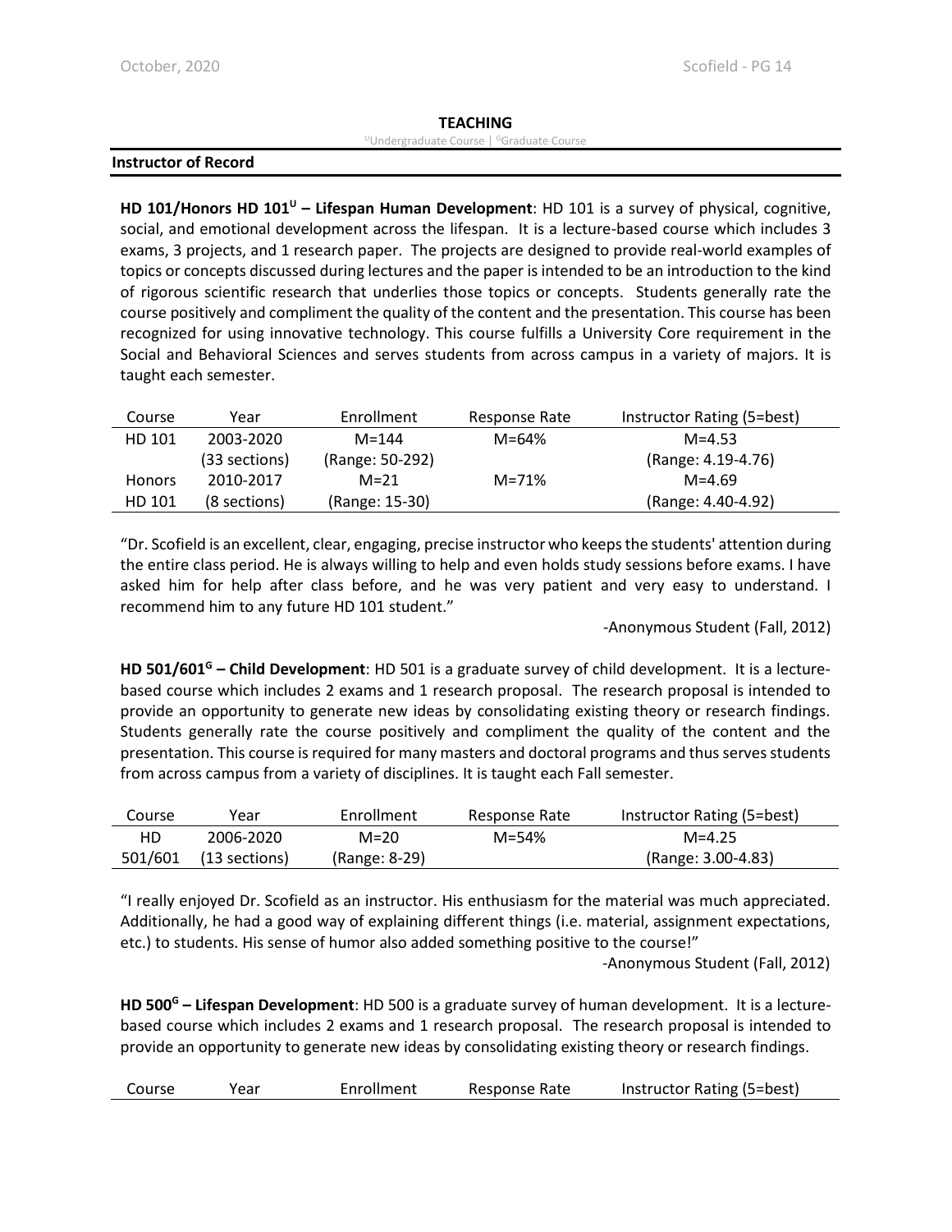## TEACHING

[U]Undergraduate Course | [G]Graduate Course

### Instructor of Record

**HD 101/Honors HD 101[U] – Lifespan Human Development**: HD 101 is a survey of physical, cognitive, social, and emotional development across the lifespan. It is a lecture-based course which includes 3 exams, 3 projects, and 1 research paper. The projects are designed to provide real-world examples of topics or concepts discussed during lectures and the paper is intended to be an introduction to the kind of rigorous scientific research that underlies those topics or concepts. Students generally rate the course positively and compliment the quality of the content and the presentation. This course has been recognized for using innovative technology. This course fulfills a University Core requirement in the Social and Behavioral Sciences and serves students from across campus in a variety of majors. It is taught each semester.

| Course | Year | Enrollment | Response Rate | Instructor Rating (5=best) |
|---|---|---|---|---|
| HD 101 | 2003-2020 (33 sections) | M=144 (Range: 50-292) | M=64% | M=4.53 (Range: 4.19-4.76) |
| Honors HD 101 | 2010-2017 (8 sections) | M=21 (Range: 15-30) | M=71% | M=4.69 (Range: 4.40-4.92) |

"Dr. Scofield is an excellent, clear, engaging, precise instructor who keeps the students' attention during the entire class period. He is always willing to help and even holds study sessions before exams. I have asked him for help after class before, and he was very patient and very easy to understand. I recommend him to any future HD 101 student."

-Anonymous Student (Fall, 2012)

**HD 501/601[G] – Child Development**: HD 501 is a graduate survey of child development. It is a lecture-based course which includes 2 exams and 1 research proposal. The research proposal is intended to provide an opportunity to generate new ideas by consolidating existing theory or research findings. Students generally rate the course positively and compliment the quality of the content and the presentation. This course is required for many masters and doctoral programs and thus serves students from across campus from a variety of disciplines. It is taught each Fall semester.

| Course | Year | Enrollment | Response Rate | Instructor Rating (5=best) |
|---|---|---|---|---|
| HD 501/601 | 2006-2020 (13 sections) | M=20 (Range: 8-29) | M=54% | M=4.25 (Range: 3.00-4.83) |

"I really enjoyed Dr. Scofield as an instructor. His enthusiasm for the material was much appreciated. Additionally, he had a good way of explaining different things (i.e. material, assignment expectations, etc.) to students. His sense of humor also added something positive to the course!"

-Anonymous Student (Fall, 2012)

**HD 500[G] – Lifespan Development**: HD 500 is a graduate survey of human development. It is a lecture-based course which includes 2 exams and 1 research proposal. The research proposal is intended to provide an opportunity to generate new ideas by consolidating existing theory or research findings.

| Course | Year | Enrollment | Response Rate | Instructor Rating (5=best) |
|---|---|---|---|---|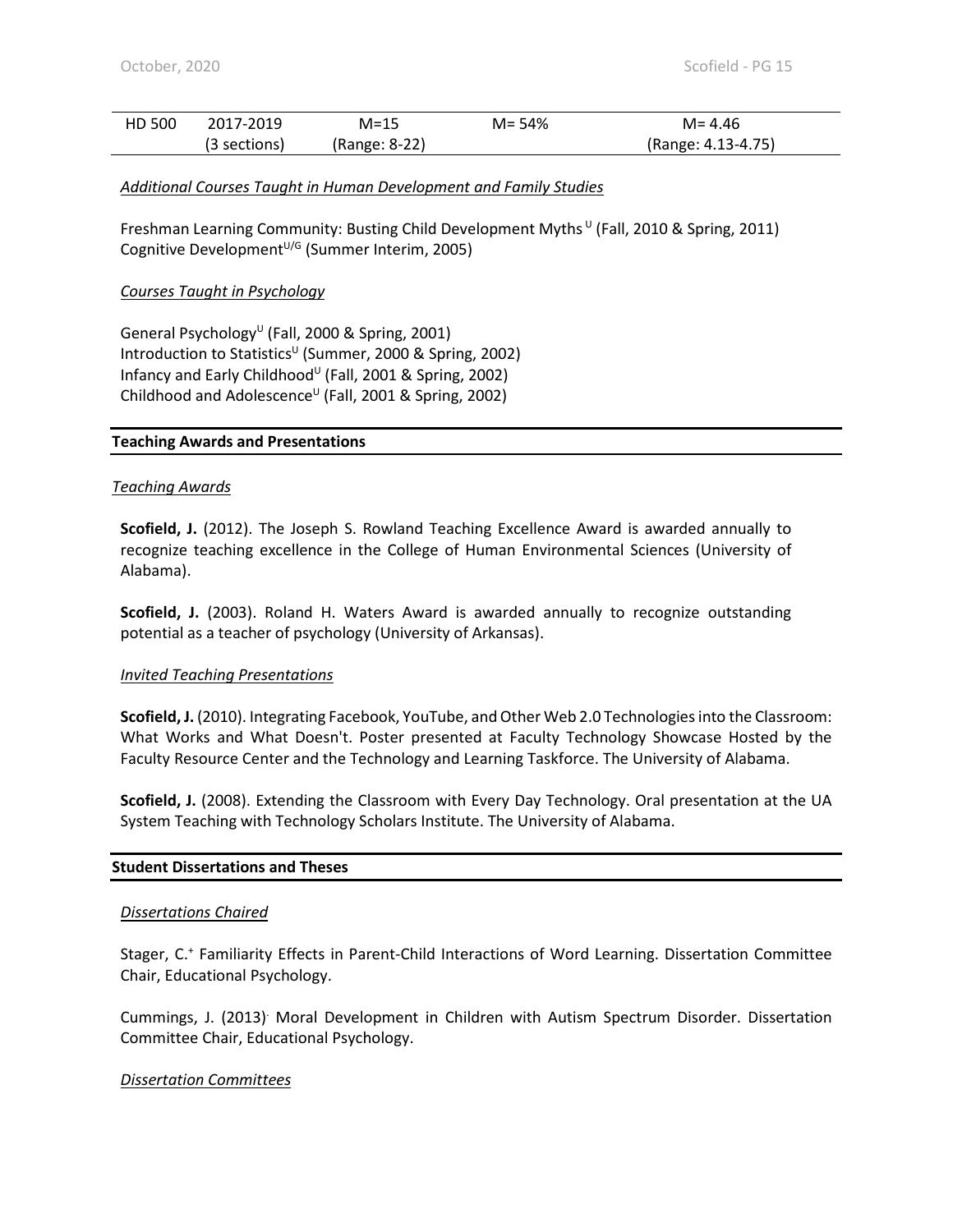| HD 500 | 2017-2019 (3 sections) | M=15 (Range: 8-22) | M= 54% | M= 4.46 (Range: 4.13-4.75) |
|---|---|---|---|---|

*Additional Courses Taught in Human Development and Family Studies*

Freshman Learning Community: Busting Child Development Myths [U] (Fall, 2010 & Spring, 2011)
Cognitive Development[U/G] (Summer Interim, 2005)

*Courses Taught in Psychology*

General Psychology[U] (Fall, 2000 & Spring, 2001)
Introduction to Statistics[U] (Summer, 2000 & Spring, 2002)
Infancy and Early Childhood[U] (Fall, 2001 & Spring, 2002)
Childhood and Adolescence[U] (Fall, 2001 & Spring, 2002)

## Teaching Awards and Presentations

*Teaching Awards*

**Scofield, J.** (2012). The Joseph S. Rowland Teaching Excellence Award is awarded annually to recognize teaching excellence in the College of Human Environmental Sciences (University of Alabama).

**Scofield, J.** (2003). Roland H. Waters Award is awarded annually to recognize outstanding potential as a teacher of psychology (University of Arkansas).

*Invited Teaching Presentations*

**Scofield, J.** (2010). Integrating Facebook, YouTube, and Other Web 2.0 Technologies into the Classroom: What Works and What Doesn't. Poster presented at Faculty Technology Showcase Hosted by the Faculty Resource Center and the Technology and Learning Taskforce. The University of Alabama.

**Scofield, J.** (2008). Extending the Classroom with Every Day Technology. Oral presentation at the UA System Teaching with Technology Scholars Institute. The University of Alabama.

## Student Dissertations and Theses

*Dissertations Chaired*

Stager, C.[+] Familiarity Effects in Parent-Child Interactions of Word Learning. Dissertation Committee Chair, Educational Psychology.

Cummings, J. (2013). Moral Development in Children with Autism Spectrum Disorder. Dissertation Committee Chair, Educational Psychology.

*Dissertation Committees*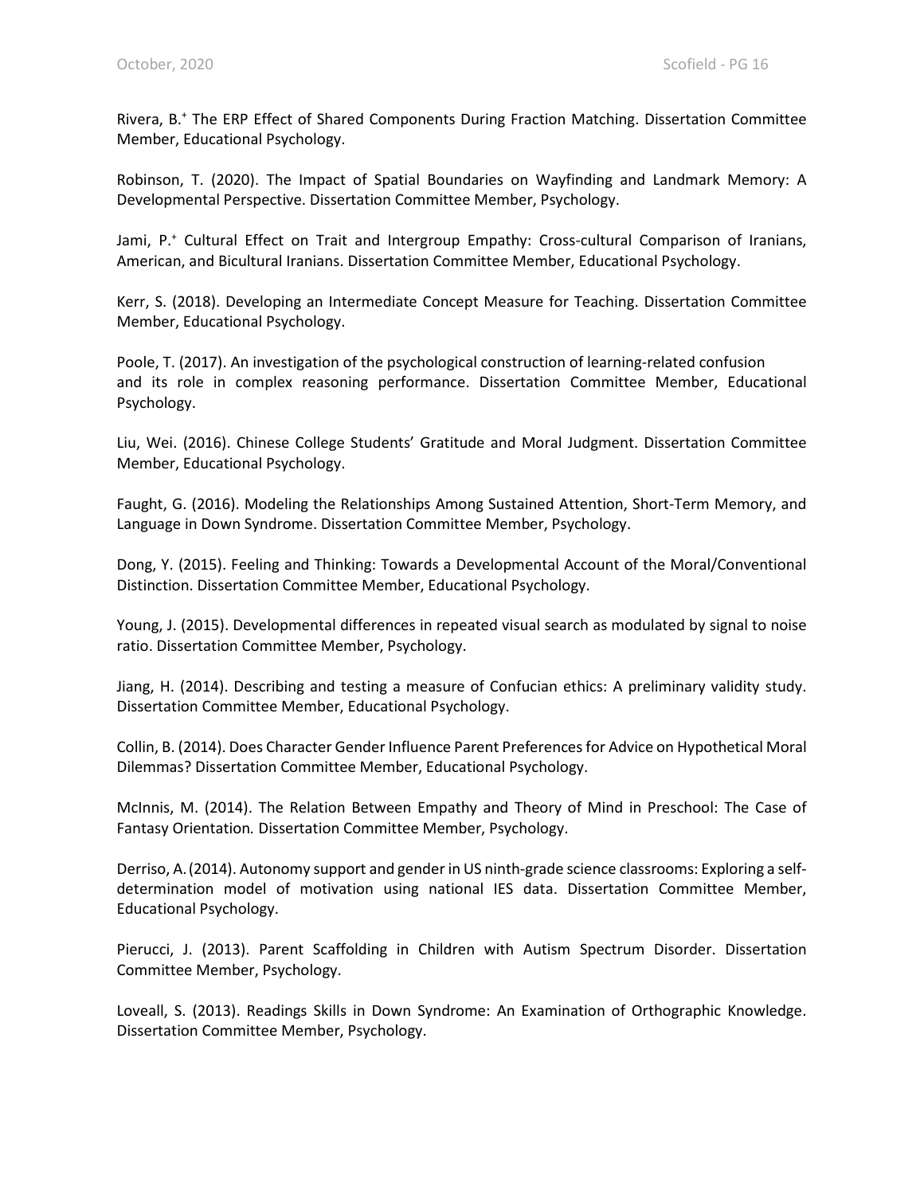Rivera, B.[+] The ERP Effect of Shared Components During Fraction Matching. Dissertation Committee Member, Educational Psychology.

Robinson, T. (2020). The Impact of Spatial Boundaries on Wayfinding and Landmark Memory: A Developmental Perspective. Dissertation Committee Member, Psychology.

Jami, P.[+] Cultural Effect on Trait and Intergroup Empathy: Cross-cultural Comparison of Iranians, American, and Bicultural Iranians. Dissertation Committee Member, Educational Psychology.

Kerr, S. (2018). Developing an Intermediate Concept Measure for Teaching. Dissertation Committee Member, Educational Psychology.

Poole, T. (2017). An investigation of the psychological construction of learning-related confusion and its role in complex reasoning performance. Dissertation Committee Member, Educational Psychology.

Liu, Wei. (2016). Chinese College Students' Gratitude and Moral Judgment. Dissertation Committee Member, Educational Psychology.

Faught, G. (2016). Modeling the Relationships Among Sustained Attention, Short-Term Memory, and Language in Down Syndrome. Dissertation Committee Member, Psychology.

Dong, Y. (2015). Feeling and Thinking: Towards a Developmental Account of the Moral/Conventional Distinction. Dissertation Committee Member, Educational Psychology.

Young, J. (2015). Developmental differences in repeated visual search as modulated by signal to noise ratio. Dissertation Committee Member, Psychology.

Jiang, H. (2014). Describing and testing a measure of Confucian ethics: A preliminary validity study. Dissertation Committee Member, Educational Psychology.

Collin, B. (2014). Does Character Gender Influence Parent Preferences for Advice on Hypothetical Moral Dilemmas? Dissertation Committee Member, Educational Psychology.

McInnis, M. (2014). The Relation Between Empathy and Theory of Mind in Preschool: The Case of Fantasy Orientation*.* Dissertation Committee Member, Psychology.

Derriso, A. (2014). Autonomy support and gender in US ninth-grade science classrooms: Exploring a self-determination model of motivation using national IES data. Dissertation Committee Member, Educational Psychology.

Pierucci, J. (2013). Parent Scaffolding in Children with Autism Spectrum Disorder. Dissertation Committee Member, Psychology.

Loveall, S. (2013). Readings Skills in Down Syndrome: An Examination of Orthographic Knowledge. Dissertation Committee Member, Psychology.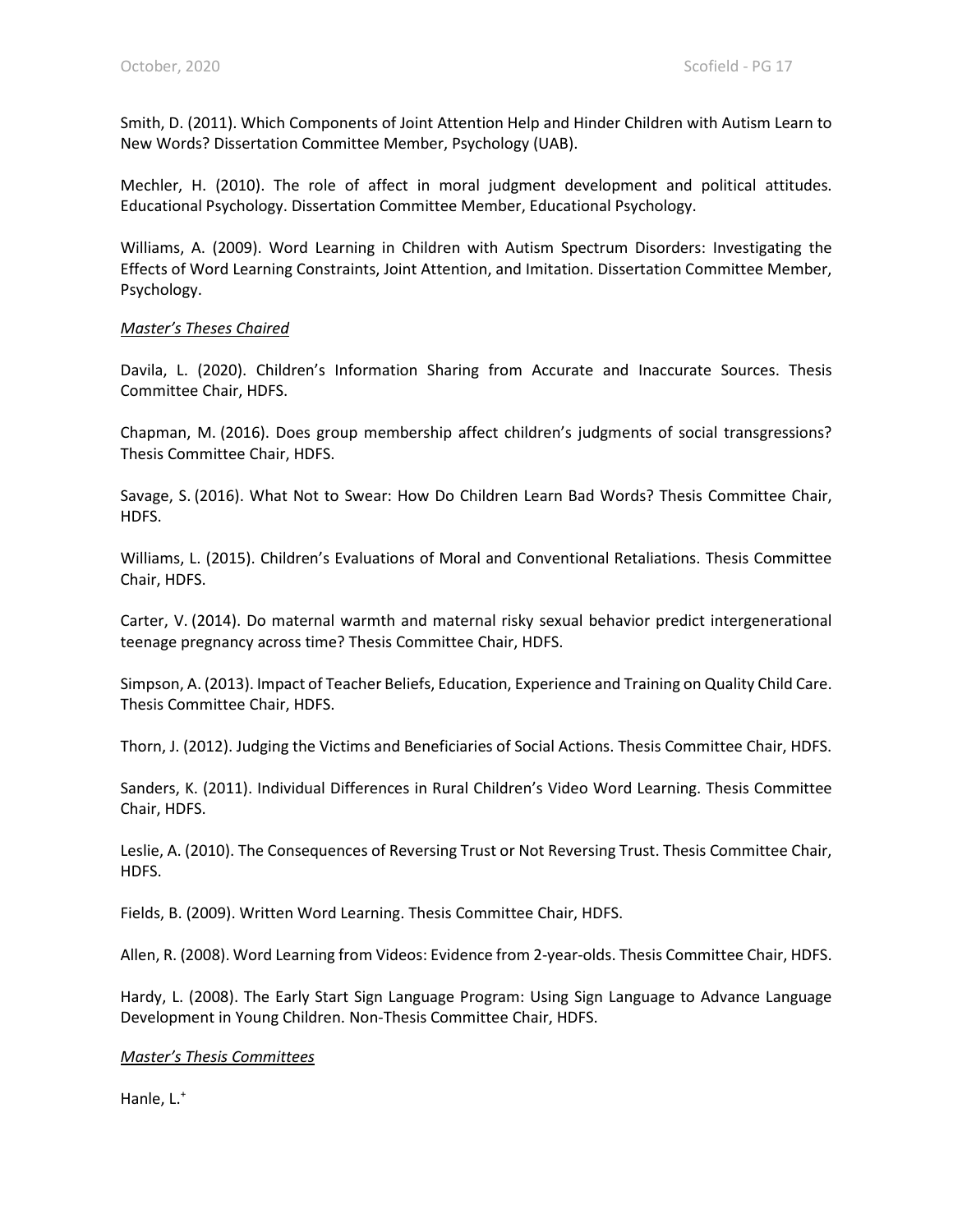Smith, D. (2011). Which Components of Joint Attention Help and Hinder Children with Autism Learn to New Words? Dissertation Committee Member, Psychology (UAB).

Mechler, H. (2010). The role of affect in moral judgment development and political attitudes. Educational Psychology. Dissertation Committee Member, Educational Psychology.

Williams, A. (2009). Word Learning in Children with Autism Spectrum Disorders: Investigating the Effects of Word Learning Constraints, Joint Attention, and Imitation. Dissertation Committee Member, Psychology.

*Master's Theses Chaired*

Davila, L. (2020). Children's Information Sharing from Accurate and Inaccurate Sources. Thesis Committee Chair, HDFS.

Chapman, M. (2016). Does group membership affect children's judgments of social transgressions? Thesis Committee Chair, HDFS.

Savage, S. (2016). What Not to Swear: How Do Children Learn Bad Words? Thesis Committee Chair, HDFS.

Williams, L. (2015). Children's Evaluations of Moral and Conventional Retaliations. Thesis Committee Chair, HDFS.

Carter, V. (2014). Do maternal warmth and maternal risky sexual behavior predict intergenerational teenage pregnancy across time? Thesis Committee Chair, HDFS.

Simpson, A. (2013). Impact of Teacher Beliefs, Education, Experience and Training on Quality Child Care. Thesis Committee Chair, HDFS.

Thorn, J. (2012). Judging the Victims and Beneficiaries of Social Actions. Thesis Committee Chair, HDFS.

Sanders, K. (2011). Individual Differences in Rural Children's Video Word Learning. Thesis Committee Chair, HDFS.

Leslie, A. (2010). The Consequences of Reversing Trust or Not Reversing Trust. Thesis Committee Chair, HDFS.

Fields, B. (2009). Written Word Learning. Thesis Committee Chair, HDFS.

Allen, R. (2008). Word Learning from Videos: Evidence from 2-year-olds. Thesis Committee Chair, HDFS.

Hardy, L. (2008). The Early Start Sign Language Program: Using Sign Language to Advance Language Development in Young Children. Non-Thesis Committee Chair, HDFS.

*Master's Thesis Committees*

Hanle, L.[+]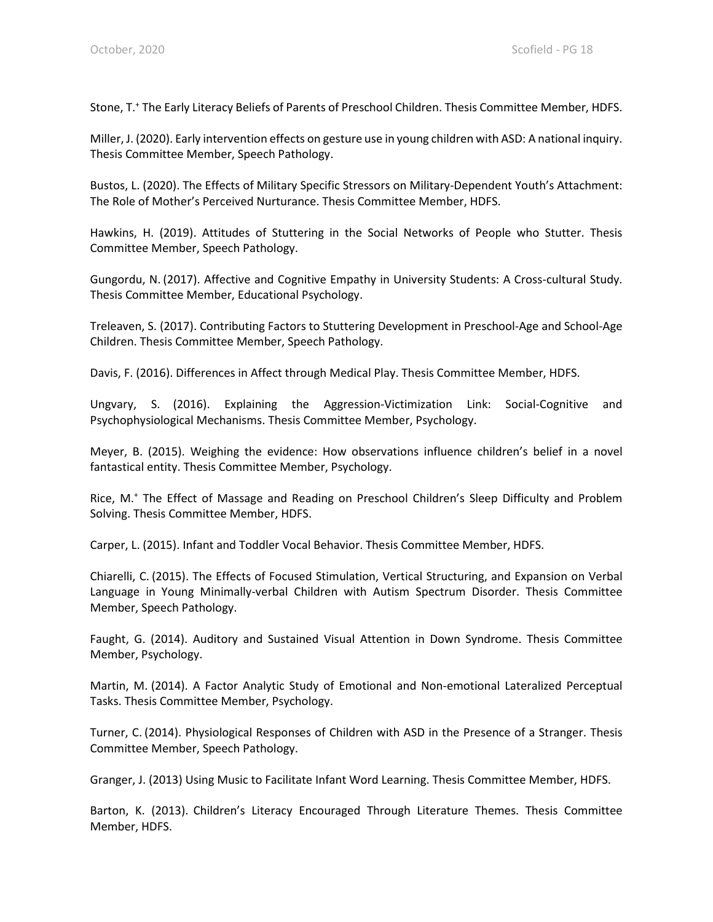Stone, T.[+] The Early Literacy Beliefs of Parents of Preschool Children. Thesis Committee Member, HDFS.

Miller, J. (2020). Early intervention effects on gesture use in young children with ASD: A national inquiry. Thesis Committee Member, Speech Pathology.

Bustos, L. (2020). The Effects of Military Specific Stressors on Military-Dependent Youth's Attachment: The Role of Mother's Perceived Nurturance. Thesis Committee Member, HDFS.

Hawkins, H. (2019). Attitudes of Stuttering in the Social Networks of People who Stutter. Thesis Committee Member, Speech Pathology.

Gungordu, N. (2017). Affective and Cognitive Empathy in University Students: A Cross-cultural Study. Thesis Committee Member, Educational Psychology.

Treleaven, S. (2017). Contributing Factors to Stuttering Development in Preschool-Age and School-Age Children. Thesis Committee Member, Speech Pathology.

Davis, F. (2016). Differences in Affect through Medical Play. Thesis Committee Member, HDFS.

Ungvary, S. (2016). Explaining the Aggression-Victimization Link: Social-Cognitive and Psychophysiological Mechanisms. Thesis Committee Member, Psychology.

Meyer, B. (2015). Weighing the evidence: How observations influence children's belief in a novel fantastical entity. Thesis Committee Member, Psychology.

Rice, M.[+] The Effect of Massage and Reading on Preschool Children's Sleep Difficulty and Problem Solving. Thesis Committee Member, HDFS.

Carper, L. (2015). Infant and Toddler Vocal Behavior. Thesis Committee Member, HDFS.

Chiarelli, C. (2015). The Effects of Focused Stimulation, Vertical Structuring, and Expansion on Verbal Language in Young Minimally-verbal Children with Autism Spectrum Disorder. Thesis Committee Member, Speech Pathology.

Faught, G. (2014). Auditory and Sustained Visual Attention in Down Syndrome. Thesis Committee Member, Psychology.

Martin, M. (2014). A Factor Analytic Study of Emotional and Non-emotional Lateralized Perceptual Tasks. Thesis Committee Member, Psychology.

Turner, C. (2014). Physiological Responses of Children with ASD in the Presence of a Stranger. Thesis Committee Member, Speech Pathology.

Granger, J. (2013) Using Music to Facilitate Infant Word Learning. Thesis Committee Member, HDFS.

Barton, K. (2013). Children's Literacy Encouraged Through Literature Themes. Thesis Committee Member, HDFS.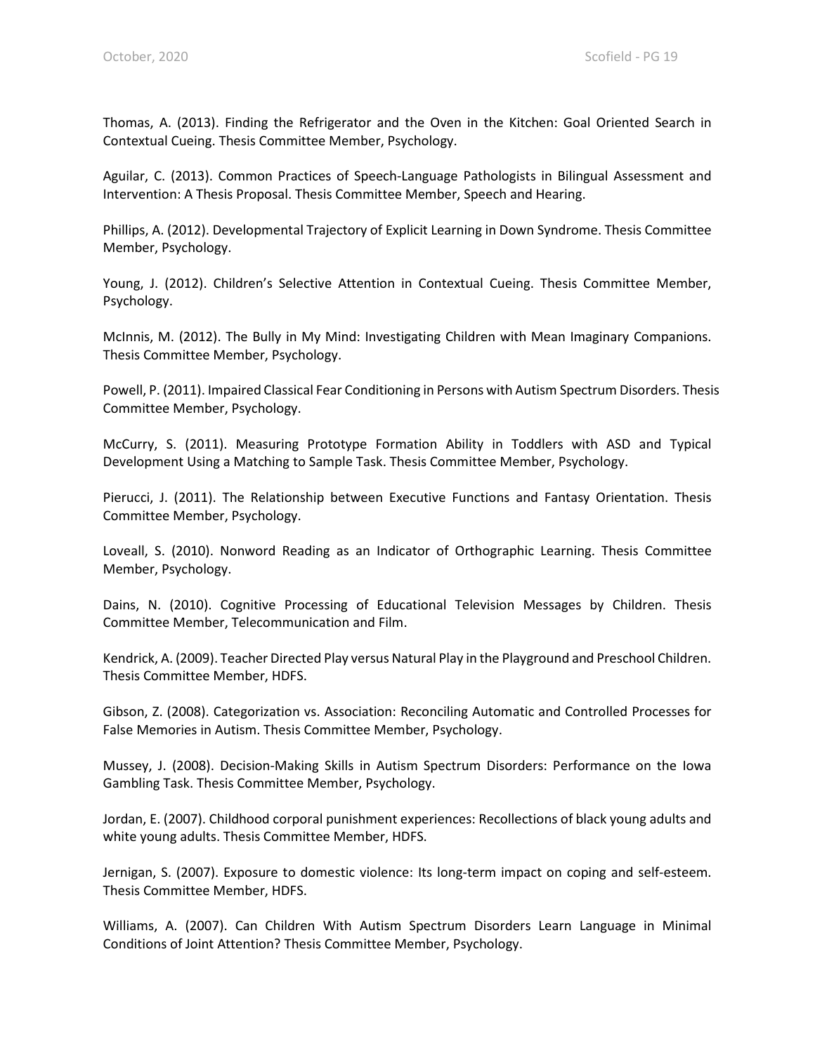Thomas, A. (2013). Finding the Refrigerator and the Oven in the Kitchen: Goal Oriented Search in Contextual Cueing. Thesis Committee Member, Psychology.

Aguilar, C. (2013). Common Practices of Speech-Language Pathologists in Bilingual Assessment and Intervention: A Thesis Proposal. Thesis Committee Member, Speech and Hearing.

Phillips, A. (2012). Developmental Trajectory of Explicit Learning in Down Syndrome. Thesis Committee Member, Psychology.

Young, J. (2012). Children's Selective Attention in Contextual Cueing. Thesis Committee Member, Psychology.

McInnis, M. (2012). The Bully in My Mind: Investigating Children with Mean Imaginary Companions. Thesis Committee Member, Psychology.

Powell, P. (2011). Impaired Classical Fear Conditioning in Persons with Autism Spectrum Disorders. Thesis Committee Member, Psychology.

McCurry, S. (2011). Measuring Prototype Formation Ability in Toddlers with ASD and Typical Development Using a Matching to Sample Task. Thesis Committee Member, Psychology.

Pierucci, J. (2011). The Relationship between Executive Functions and Fantasy Orientation. Thesis Committee Member, Psychology.

Loveall, S. (2010). Nonword Reading as an Indicator of Orthographic Learning. Thesis Committee Member, Psychology.

Dains, N. (2010). Cognitive Processing of Educational Television Messages by Children. Thesis Committee Member, Telecommunication and Film.

Kendrick, A. (2009). Teacher Directed Play versus Natural Play in the Playground and Preschool Children. Thesis Committee Member, HDFS.

Gibson, Z. (2008). Categorization vs. Association: Reconciling Automatic and Controlled Processes for False Memories in Autism. Thesis Committee Member, Psychology.

Mussey, J. (2008). Decision-Making Skills in Autism Spectrum Disorders: Performance on the Iowa Gambling Task. Thesis Committee Member, Psychology.

Jordan, E. (2007). Childhood corporal punishment experiences: Recollections of black young adults and white young adults. Thesis Committee Member, HDFS.

Jernigan, S. (2007). Exposure to domestic violence: Its long-term impact on coping and self-esteem. Thesis Committee Member, HDFS.

Williams, A. (2007). Can Children With Autism Spectrum Disorders Learn Language in Minimal Conditions of Joint Attention? Thesis Committee Member, Psychology.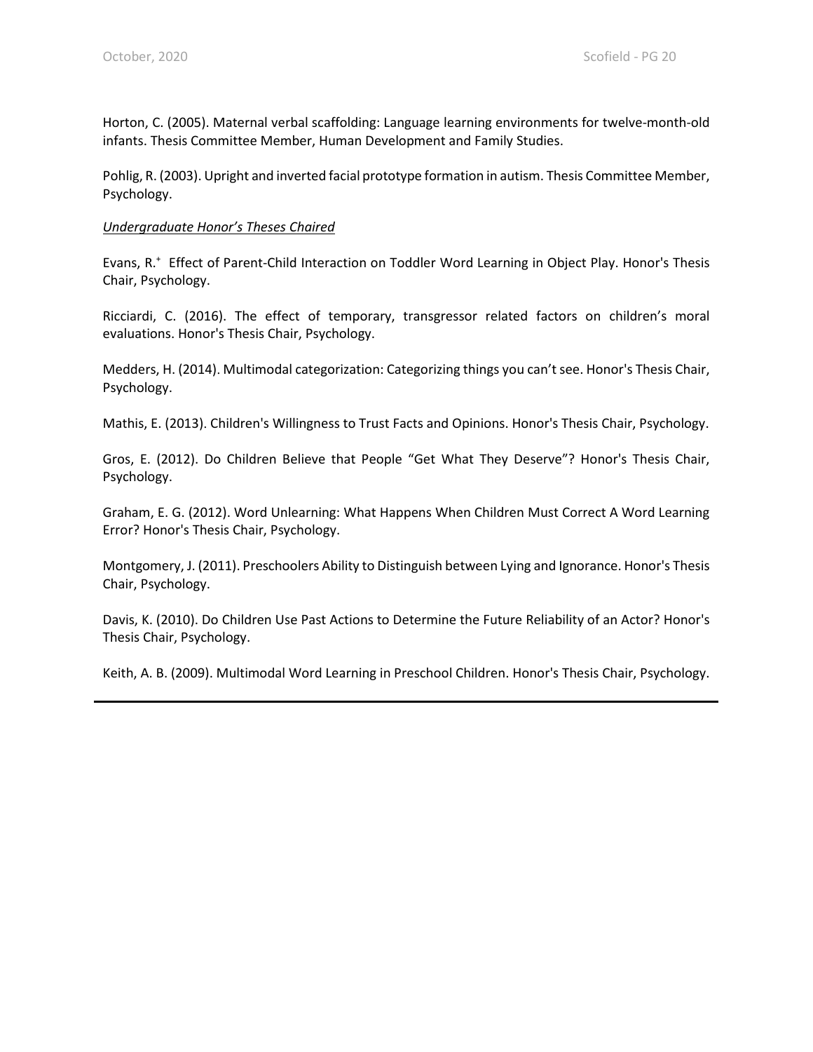Horton, C. (2005). Maternal verbal scaffolding: Language learning environments for twelve-month-old infants. Thesis Committee Member, Human Development and Family Studies.

Pohlig, R. (2003). Upright and inverted facial prototype formation in autism. Thesis Committee Member, Psychology.

*Undergraduate Honor's Theses Chaired*

Evans, R.[+] Effect of Parent-Child Interaction on Toddler Word Learning in Object Play. Honor's Thesis Chair, Psychology.

Ricciardi, C. (2016). The effect of temporary, transgressor related factors on children's moral evaluations. Honor's Thesis Chair, Psychology.

Medders, H. (2014). Multimodal categorization: Categorizing things you can't see. Honor's Thesis Chair, Psychology.

Mathis, E. (2013). Children's Willingness to Trust Facts and Opinions. Honor's Thesis Chair, Psychology.

Gros, E. (2012). Do Children Believe that People "Get What They Deserve"? Honor's Thesis Chair, Psychology.

Graham, E. G. (2012). Word Unlearning: What Happens When Children Must Correct A Word Learning Error? Honor's Thesis Chair, Psychology.

Montgomery, J. (2011). Preschoolers Ability to Distinguish between Lying and Ignorance. Honor's Thesis Chair, Psychology.

Davis, K. (2010). Do Children Use Past Actions to Determine the Future Reliability of an Actor? Honor's Thesis Chair, Psychology.

Keith, A. B. (2009). Multimodal Word Learning in Preschool Children. Honor's Thesis Chair, Psychology.

---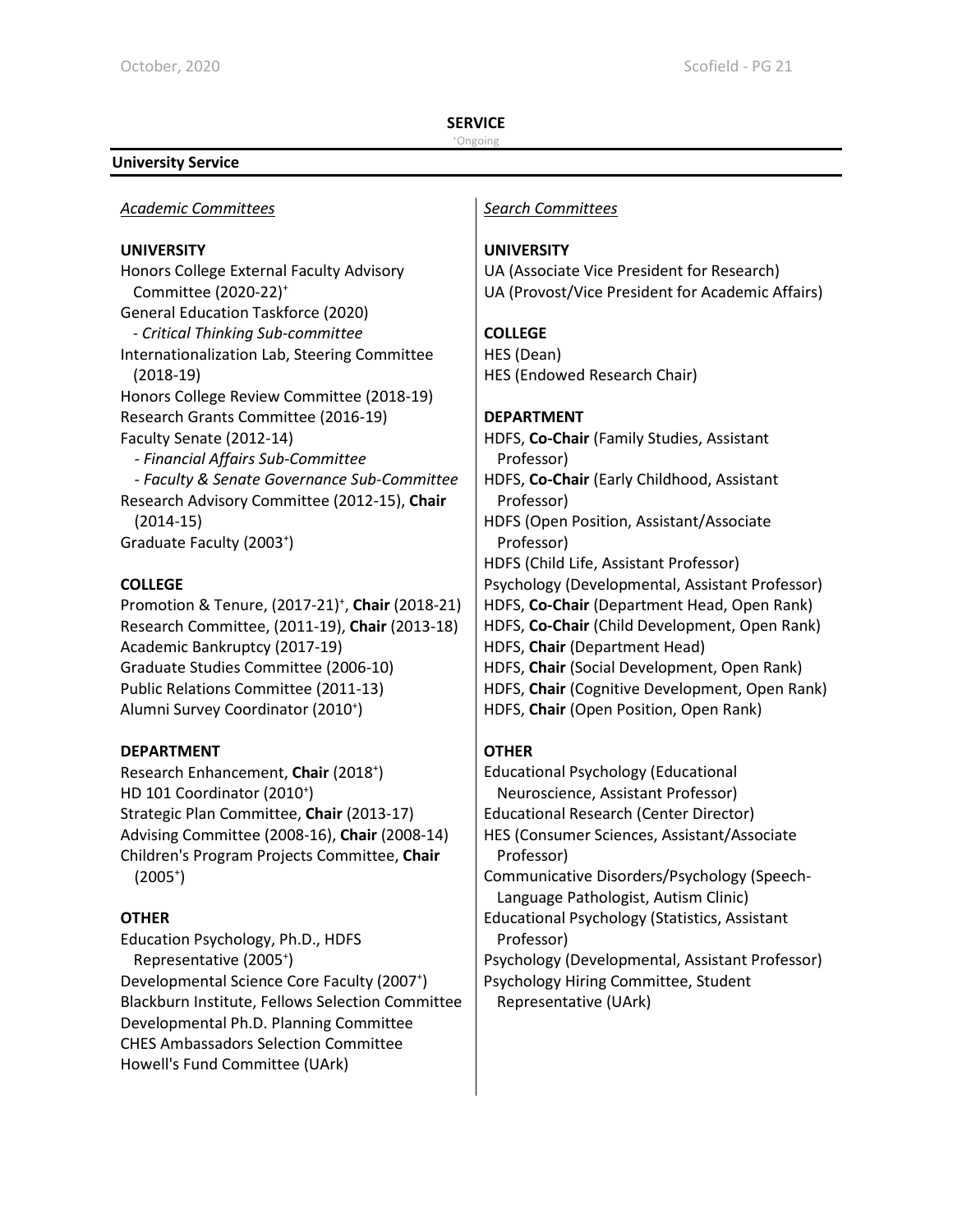# SERVICE

+Ongoing

## University Service

### *Academic Committees*

**UNIVERSITY**

Honors College External Faculty Advisory Committee (2020-22)+
General Education Taskforce (2020)
  - *Critical Thinking Sub-committee*
Internationalization Lab, Steering Committee (2018-19)
Honors College Review Committee (2018-19)
Research Grants Committee (2016-19)
Faculty Senate (2012-14)
  - *Financial Affairs Sub-Committee*
  - *Faculty & Senate Governance Sub-Committee*
Research Advisory Committee (2012-15), **Chair** (2014-15)
Graduate Faculty (2003+)

**COLLEGE**

Promotion & Tenure, (2017-21)+, **Chair** (2018-21)
Research Committee, (2011-19), **Chair** (2013-18)
Academic Bankruptcy (2017-19)
Graduate Studies Committee (2006-10)
Public Relations Committee (2011-13)
Alumni Survey Coordinator (2010+)

**DEPARTMENT**

Research Enhancement, **Chair** (2018+)
HD 101 Coordinator (2010+)
Strategic Plan Committee, **Chair** (2013-17)
Advising Committee (2008-16), **Chair** (2008-14)
Children's Program Projects Committee, **Chair** (2005+)

**OTHER**

Education Psychology, Ph.D., HDFS Representative (2005+)
Developmental Science Core Faculty (2007+)
Blackburn Institute, Fellows Selection Committee
Developmental Ph.D. Planning Committee
CHES Ambassadors Selection Committee
Howell's Fund Committee (UArk)

### *Search Committees*

**UNIVERSITY**

UA (Associate Vice President for Research)
UA (Provost/Vice President for Academic Affairs)

**COLLEGE**

HES (Dean)
HES (Endowed Research Chair)

**DEPARTMENT**

HDFS, **Co-Chair** (Family Studies, Assistant Professor)
HDFS, **Co-Chair** (Early Childhood, Assistant Professor)
HDFS (Open Position, Assistant/Associate Professor)
HDFS (Child Life, Assistant Professor)
Psychology (Developmental, Assistant Professor)
HDFS, **Co-Chair** (Department Head, Open Rank)
HDFS, **Co-Chair** (Child Development, Open Rank)
HDFS, **Chair** (Department Head)
HDFS, **Chair** (Social Development, Open Rank)
HDFS, **Chair** (Cognitive Development, Open Rank)
HDFS, **Chair** (Open Position, Open Rank)

**OTHER**

Educational Psychology (Educational Neuroscience, Assistant Professor)
Educational Research (Center Director)
HES (Consumer Sciences, Assistant/Associate Professor)
Communicative Disorders/Psychology (Speech-Language Pathologist, Autism Clinic)
Educational Psychology (Statistics, Assistant Professor)
Psychology (Developmental, Assistant Professor)
Psychology Hiring Committee, Student Representative (UArk)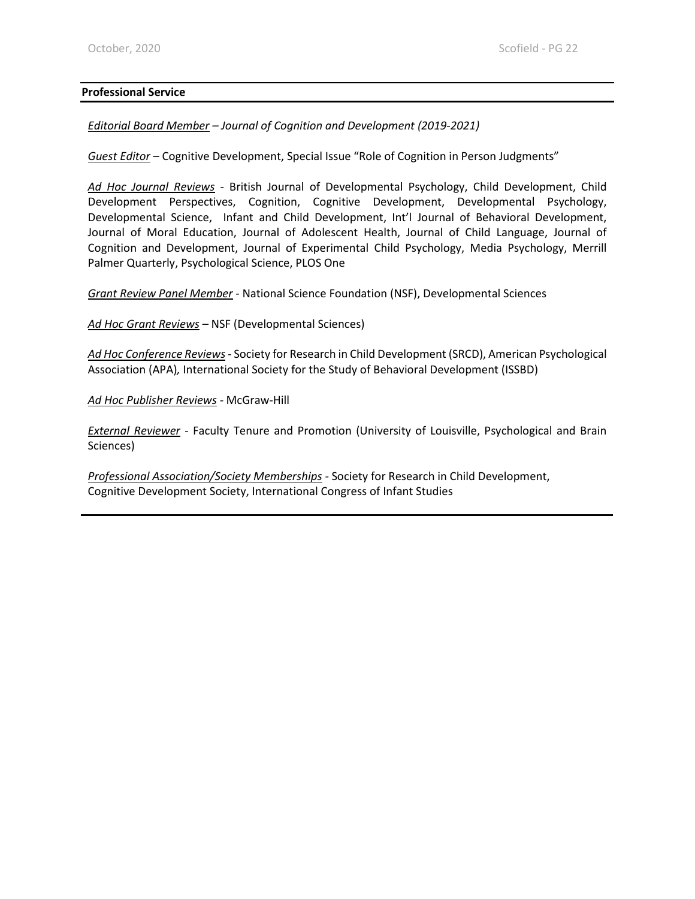## Professional Service

*Editorial Board Member – Journal of Cognition and Development (2019-2021)*

*Guest Editor* – Cognitive Development, Special Issue "Role of Cognition in Person Judgments"

*Ad Hoc Journal Reviews* - British Journal of Developmental Psychology, Child Development, Child Development Perspectives, Cognition, Cognitive Development, Developmental Psychology, Developmental Science, Infant and Child Development, Int'l Journal of Behavioral Development, Journal of Moral Education, Journal of Adolescent Health, Journal of Child Language, Journal of Cognition and Development, Journal of Experimental Child Psychology, Media Psychology, Merrill Palmer Quarterly, Psychological Science, PLOS One

*Grant Review Panel Member* - National Science Foundation (NSF), Developmental Sciences

*Ad Hoc Grant Reviews* – NSF (Developmental Sciences)

*Ad Hoc Conference Reviews* - Society for Research in Child Development (SRCD), American Psychological Association (APA), International Society for the Study of Behavioral Development (ISSBD)

*Ad Hoc Publisher Reviews* - McGraw-Hill

*External Reviewer* - Faculty Tenure and Promotion (University of Louisville, Psychological and Brain Sciences)

*Professional Association/Society Memberships* - Society for Research in Child Development, Cognitive Development Society, International Congress of Infant Studies